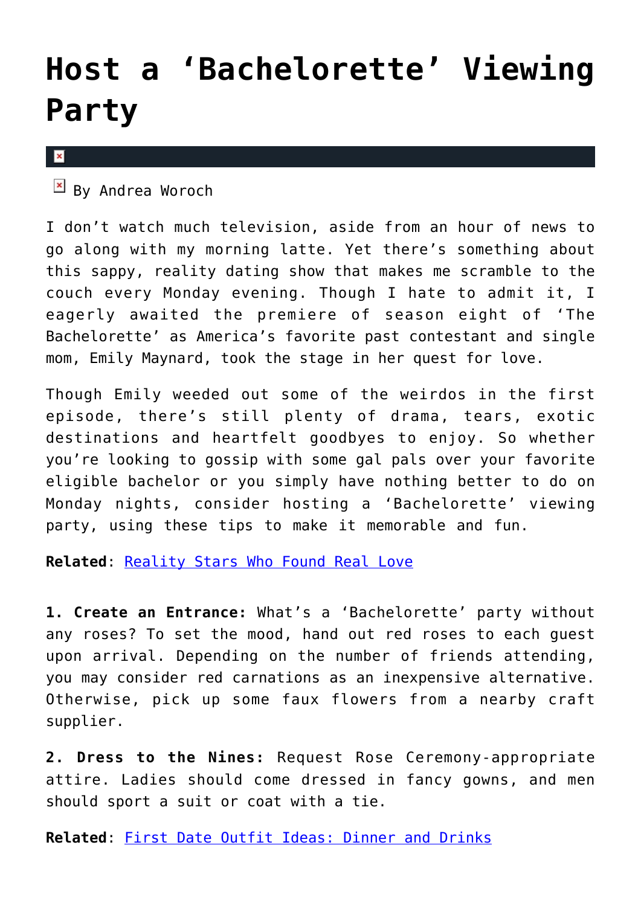# Host a 'Bachelorette' Viewing Party

By Andrea Woroch

I don't watch much television, aside from an hour of news to go along with my morning latte. Yet there's something about this sappy, reality dating show that makes me scramble to the couch every Monday evening. Though I hate to admit it, I eagerly awaited the premiere of season eight of 'The Bachelorette' as America's favorite past contestant and single mom, Emily Maynard, took the stage in her quest for love.

Though Emily weeded out some of the weirdos in the first episode, there's still plenty of drama, tears, exotic destinations and heartfelt goodbyes to enjoy. So whether you're looking to gossip with some gal pals over your favorite eligible bachelor or you simply have nothing better to do on Monday nights, consider hosting a 'Bachelorette' viewing party, using these tips to make it memorable and fun.

**Related**: Reality Stars Who Found Real Love

**1. Create an Entrance:** What's a 'Bachelorette' party without any roses? To set the mood, hand out red roses to each guest upon arrival. Depending on the number of friends attending, you may consider red carnations as an inexpensive alternative. Otherwise, pick up some faux flowers from a nearby craft supplier.

**2. Dress to the Nines:** Request Rose Ceremony-appropriate attire. Ladies should come dressed in fancy gowns, and men should sport a suit or coat with a tie.

**Related**: First Date Outfit Ideas: Dinner and Drinks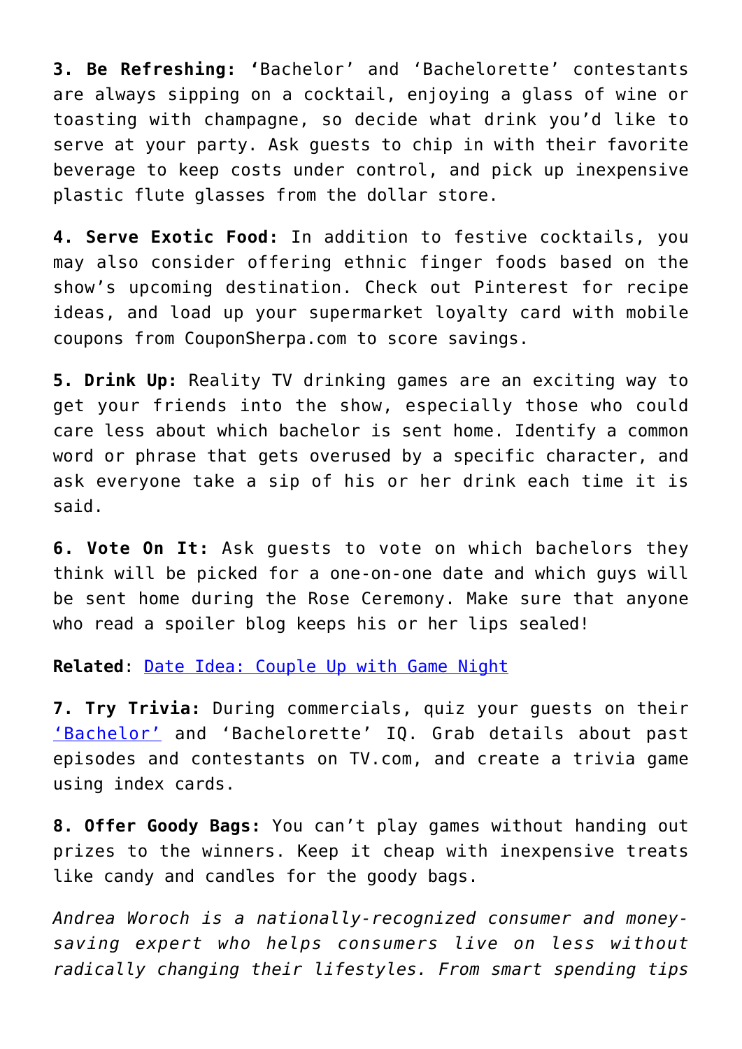**3. Be Refreshing:** 'Bachelor' and 'Bachelorette' contestants are always sipping on a cocktail, enjoying a glass of wine or toasting with champagne, so decide what drink you'd like to serve at your party. Ask guests to chip in with their favorite beverage to keep costs under control, and pick up inexpensive plastic flute glasses from the dollar store.

**4. Serve Exotic Food:** In addition to festive cocktails, you may also consider offering ethnic finger foods based on the show's upcoming destination. Check out Pinterest for recipe ideas, and load up your supermarket loyalty card with mobile coupons from CouponSherpa.com to score savings.

**5. Drink Up:** Reality TV drinking games are an exciting way to get your friends into the show, especially those who could care less about which bachelor is sent home. Identify a common word or phrase that gets overused by a specific character, and ask everyone take a sip of his or her drink each time it is said.

**6. Vote On It:** Ask guests to vote on which bachelors they think will be picked for a one-on-one date and which guys will be sent home during the Rose Ceremony. Make sure that anyone who read a spoiler blog keeps his or her lips sealed!

**Related**: Date Idea: Couple Up with Game Night

**7. Try Trivia:** During commercials, quiz your guests on their 'Bachelor' and 'Bachelorette' IQ. Grab details about past episodes and contestants on TV.com, and create a trivia game using index cards.

**8. Offer Goody Bags:** You can't play games without handing out prizes to the winners. Keep it cheap with inexpensive treats like candy and candles for the goody bags.

*Andrea Woroch is a nationally-recognized consumer and money-saving expert who helps consumers live on less without radically changing their lifestyles. From smart spending tips*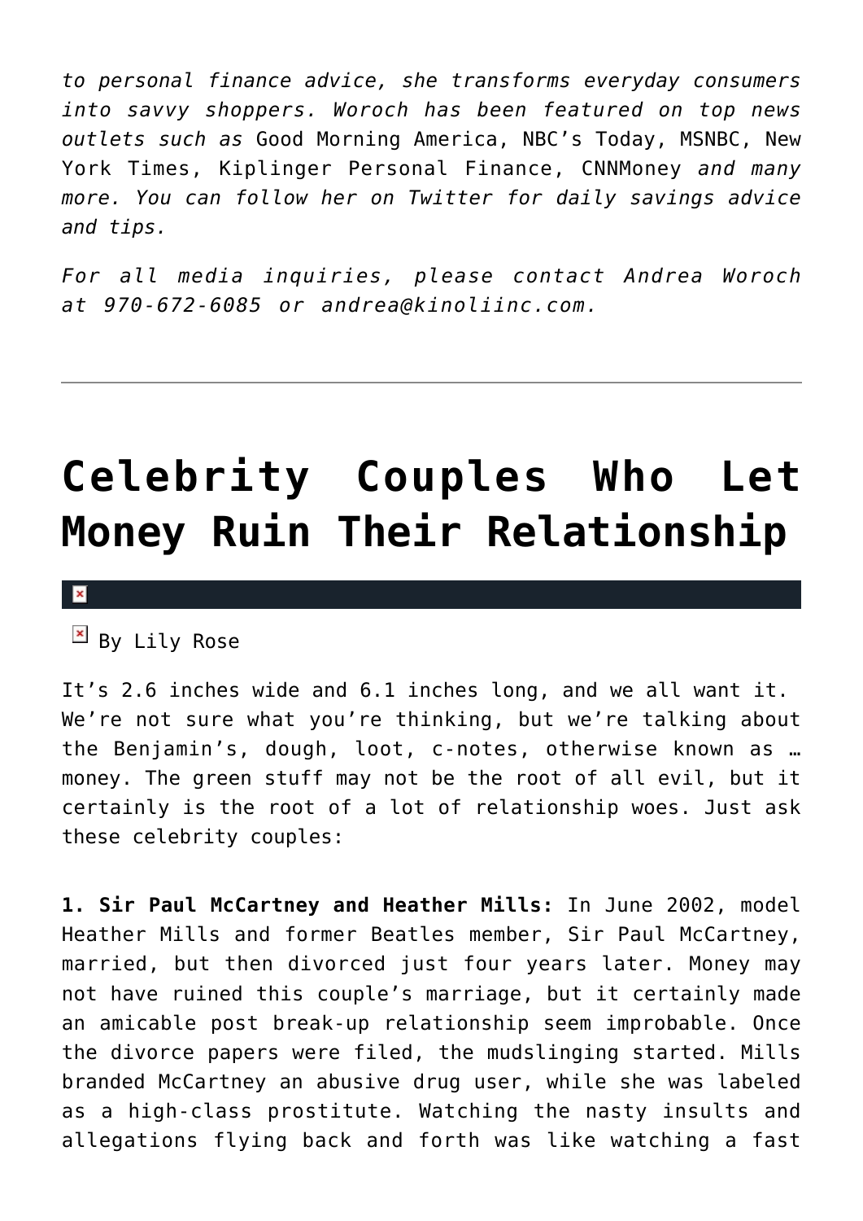*to personal finance advice, she transforms everyday consumers into savvy shoppers. Woroch has been featured on top news outlets such as* Good Morning America, NBC's Today, MSNBC, New York Times, Kiplinger Personal Finance, CNNMoney *and many more. You can follow her on Twitter for daily savings advice and tips.*

*For all media inquiries, please contact Andrea Woroch at 970-672-6085 or andrea@kinoliinc.com.*

---

# Celebrity Couples Who Let Money Ruin Their Relationship

By Lily Rose

It's 2.6 inches wide and 6.1 inches long, and we all want it. We're not sure what you're thinking, but we're talking about the Benjamin's, dough, loot, c-notes, otherwise known as … money. The green stuff may not be the root of all evil, but it certainly is the root of a lot of relationship woes. Just ask these celebrity couples:

**1. Sir Paul McCartney and Heather Mills:** In June 2002, model Heather Mills and former Beatles member, Sir Paul McCartney, married, but then divorced just four years later. Money may not have ruined this couple's marriage, but it certainly made an amicable post break-up relationship seem improbable. Once the divorce papers were filed, the mudslinging started. Mills branded McCartney an abusive drug user, while she was labeled as a high-class prostitute. Watching the nasty insults and allegations flying back and forth was like watching a fast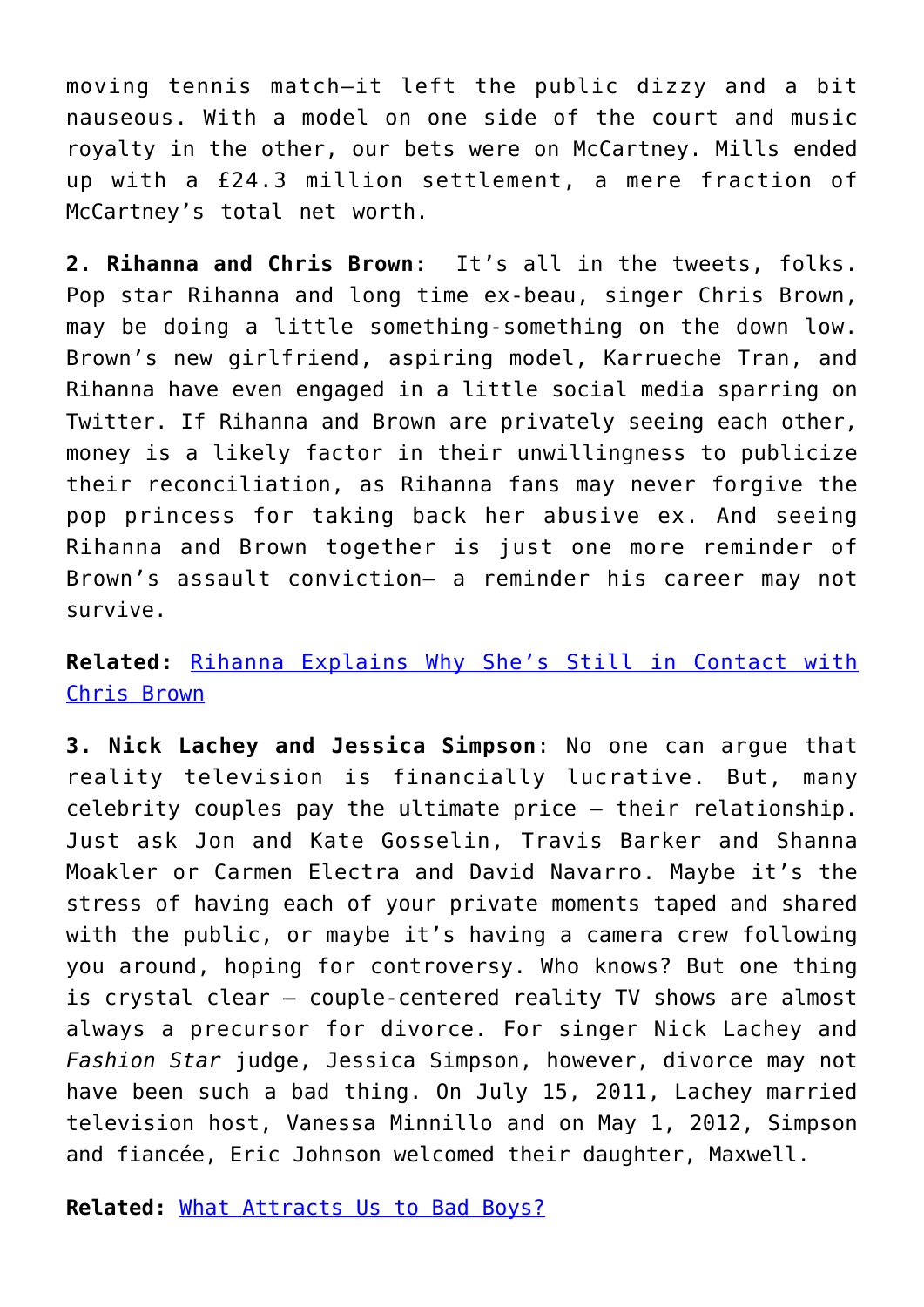moving tennis match—it left the public dizzy and a bit nauseous. With a model on one side of the court and music royalty in the other, our bets were on McCartney. Mills ended up with a £24.3 million settlement, a mere fraction of McCartney's total net worth.

**2. Rihanna and Chris Brown**: It's all in the tweets, folks. Pop star Rihanna and long time ex-beau, singer Chris Brown, may be doing a little something-something on the down low. Brown's new girlfriend, aspiring model, Karrueche Tran, and Rihanna have even engaged in a little social media sparring on Twitter. If Rihanna and Brown are privately seeing each other, money is a likely factor in their unwillingness to publicize their reconciliation, as Rihanna fans may never forgive the pop princess for taking back her abusive ex. And seeing Rihanna and Brown together is just one more reminder of Brown's assault conviction— a reminder his career may not survive.

**Related:** [Rihanna Explains Why She's Still in Contact with Chris Brown]()

**3. Nick Lachey and Jessica Simpson**: No one can argue that reality television is financially lucrative. But, many celebrity couples pay the ultimate price – their relationship. Just ask Jon and Kate Gosselin, Travis Barker and Shanna Moakler or Carmen Electra and David Navarro. Maybe it's the stress of having each of your private moments taped and shared with the public, or maybe it's having a camera crew following you around, hoping for controversy. Who knows? But one thing is crystal clear – couple-centered reality TV shows are almost always a precursor for divorce. For singer Nick Lachey and *Fashion Star* judge, Jessica Simpson, however, divorce may not have been such a bad thing. On July 15, 2011, Lachey married television host, Vanessa Minnillo and on May 1, 2012, Simpson and fiancée, Eric Johnson welcomed their daughter, Maxwell.

**Related:** [What Attracts Us to Bad Boys?]()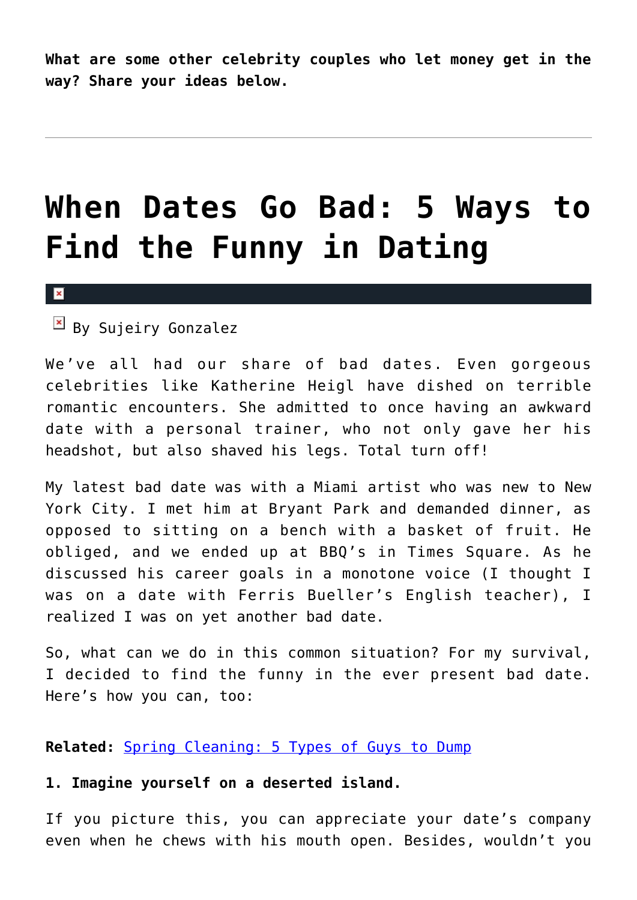**What are some other celebrity couples who let money get in the way? Share your ideas below.**

---

# When Dates Go Bad: 5 Ways to Find the Funny in Dating

By Sujeiry Gonzalez

We've all had our share of bad dates. Even gorgeous celebrities like Katherine Heigl have dished on terrible romantic encounters. She admitted to once having an awkward date with a personal trainer, who not only gave her his headshot, but also shaved his legs. Total turn off!

My latest bad date was with a Miami artist who was new to New York City. I met him at Bryant Park and demanded dinner, as opposed to sitting on a bench with a basket of fruit. He obliged, and we ended up at BBQ's in Times Square. As he discussed his career goals in a monotone voice (I thought I was on a date with Ferris Bueller's English teacher), I realized I was on yet another bad date.

So, what can we do in this common situation? For my survival, I decided to find the funny in the ever present bad date. Here's how you can, too:

**Related:** Spring Cleaning: 5 Types of Guys to Dump

**1. Imagine yourself on a deserted island.**

If you picture this, you can appreciate your date's company even when he chews with his mouth open. Besides, wouldn't you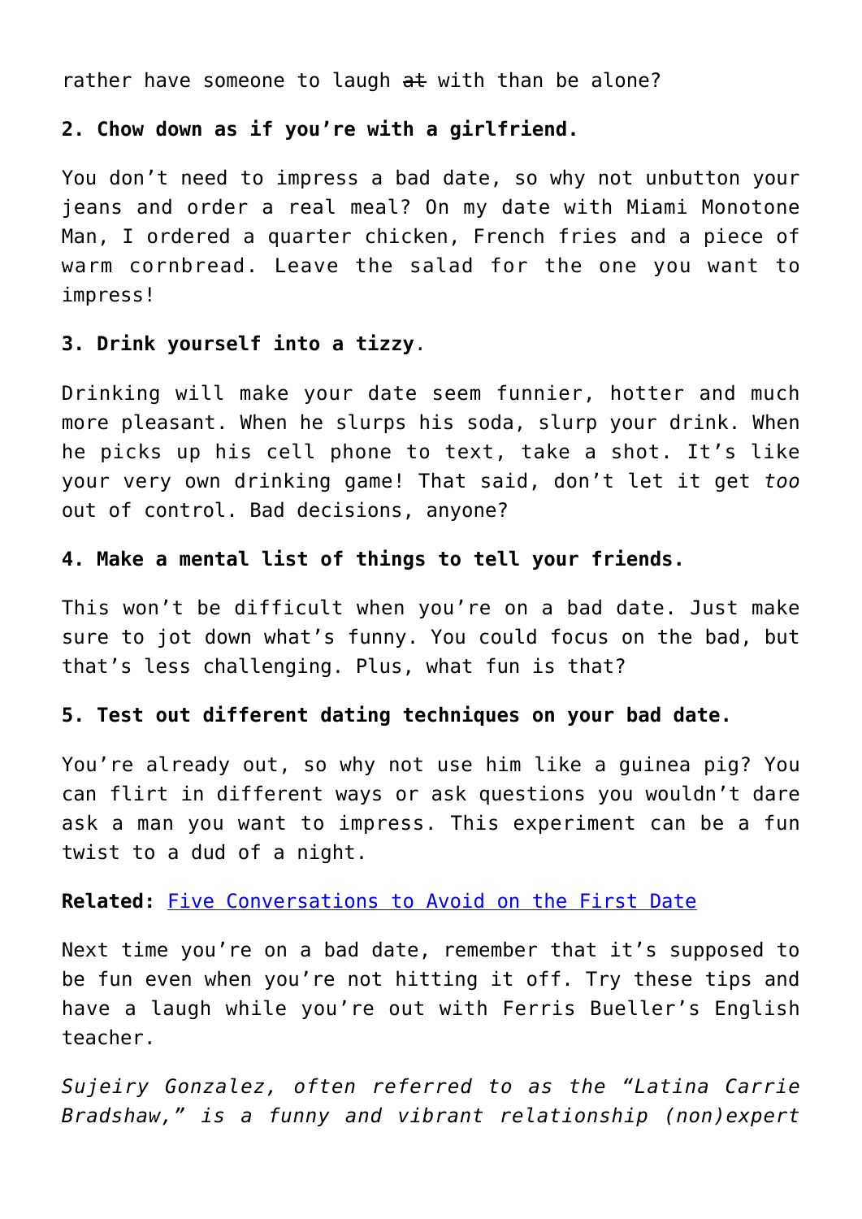rather have someone to laugh ~~at~~ with than be alone?

**2. Chow down as if you're with a girlfriend.**

You don't need to impress a bad date, so why not unbutton your jeans and order a real meal? On my date with Miami Monotone Man, I ordered a quarter chicken, French fries and a piece of warm cornbread. Leave the salad for the one you want to impress!

**3. Drink yourself into a tizzy**.

Drinking will make your date seem funnier, hotter and much more pleasant. When he slurps his soda, slurp your drink. When he picks up his cell phone to text, take a shot. It's like your very own drinking game! That said, don't let it get *too* out of control. Bad decisions, anyone?

**4. Make a mental list of things to tell your friends.**

This won't be difficult when you're on a bad date. Just make sure to jot down what's funny. You could focus on the bad, but that's less challenging. Plus, what fun is that?

**5. Test out different dating techniques on your bad date.**

You're already out, so why not use him like a guinea pig? You can flirt in different ways or ask questions you wouldn't dare ask a man you want to impress. This experiment can be a fun twist to a dud of a night.

**Related:** Five Conversations to Avoid on the First Date

Next time you're on a bad date, remember that it's supposed to be fun even when you're not hitting it off. Try these tips and have a laugh while you're out with Ferris Bueller's English teacher.

*Sujeiry Gonzalez, often referred to as the "Latina Carrie Bradshaw," is a funny and vibrant relationship (non)expert*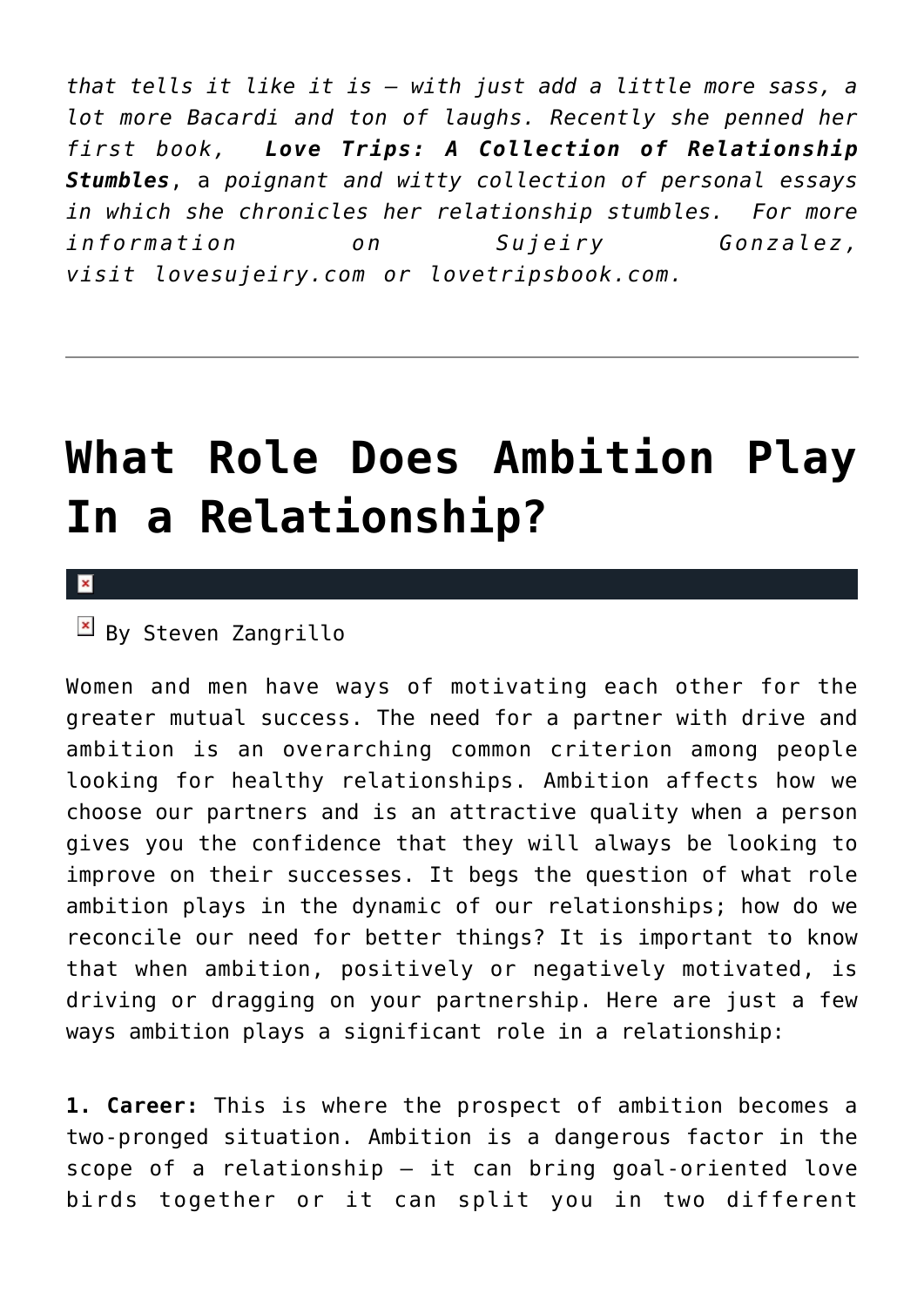*that tells it like it is – with just add a little more sass, a lot more Bacardi and ton of laughs. Recently she penned her first book,* ***Love Trips: A Collection of Relationship Stumbles****, a poignant and witty collection of personal essays in which she chronicles her relationship stumbles. For more information on Sujeiry Gonzalez, visit lovesujeiry.com or lovetripsbook.com.*

---

# What Role Does Ambition Play In a Relationship?

By Steven Zangrillo

Women and men have ways of motivating each other for the greater mutual success. The need for a partner with drive and ambition is an overarching common criterion among people looking for healthy relationships. Ambition affects how we choose our partners and is an attractive quality when a person gives you the confidence that they will always be looking to improve on their successes. It begs the question of what role ambition plays in the dynamic of our relationships; how do we reconcile our need for better things? It is important to know that when ambition, positively or negatively motivated, is driving or dragging on your partnership. Here are just a few ways ambition plays a significant role in a relationship:

**1. Career:** This is where the prospect of ambition becomes a two-pronged situation. Ambition is a dangerous factor in the scope of a relationship – it can bring goal-oriented love birds together or it can split you in two different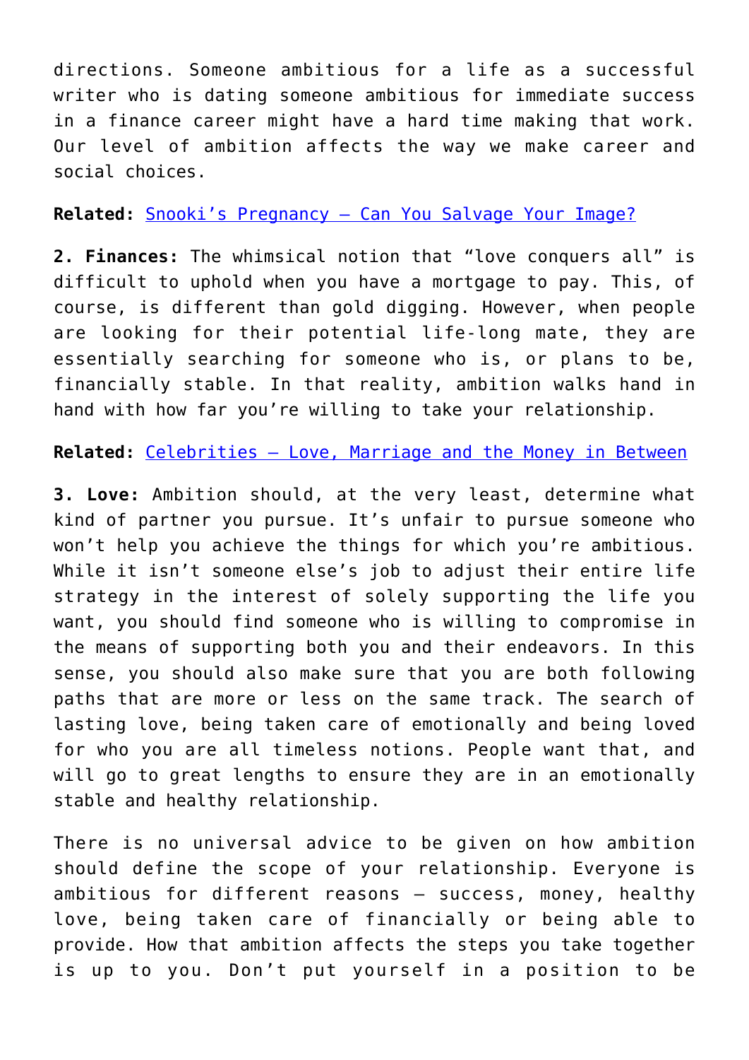directions. Someone ambitious for a life as a successful writer who is dating someone ambitious for immediate success in a finance career might have a hard time making that work. Our level of ambition affects the way we make career and social choices.

**Related:** Snooki’s Pregnancy – Can You Salvage Your Image?

**2. Finances:** The whimsical notion that “love conquers all” is difficult to uphold when you have a mortgage to pay. This, of course, is different than gold digging. However, when people are looking for their potential life-long mate, they are essentially searching for someone who is, or plans to be, financially stable. In that reality, ambition walks hand in hand with how far you’re willing to take your relationship.

**Related:** Celebrities – Love, Marriage and the Money in Between

**3. Love:** Ambition should, at the very least, determine what kind of partner you pursue. It’s unfair to pursue someone who won’t help you achieve the things for which you’re ambitious. While it isn’t someone else’s job to adjust their entire life strategy in the interest of solely supporting the life you want, you should find someone who is willing to compromise in the means of supporting both you and their endeavors. In this sense, you should also make sure that you are both following paths that are more or less on the same track. The search of lasting love, being taken care of emotionally and being loved for who you are all timeless notions. People want that, and will go to great lengths to ensure they are in an emotionally stable and healthy relationship.

There is no universal advice to be given on how ambition should define the scope of your relationship. Everyone is ambitious for different reasons – success, money, healthy love, being taken care of financially or being able to provide. How that ambition affects the steps you take together is up to you. Don’t put yourself in a position to be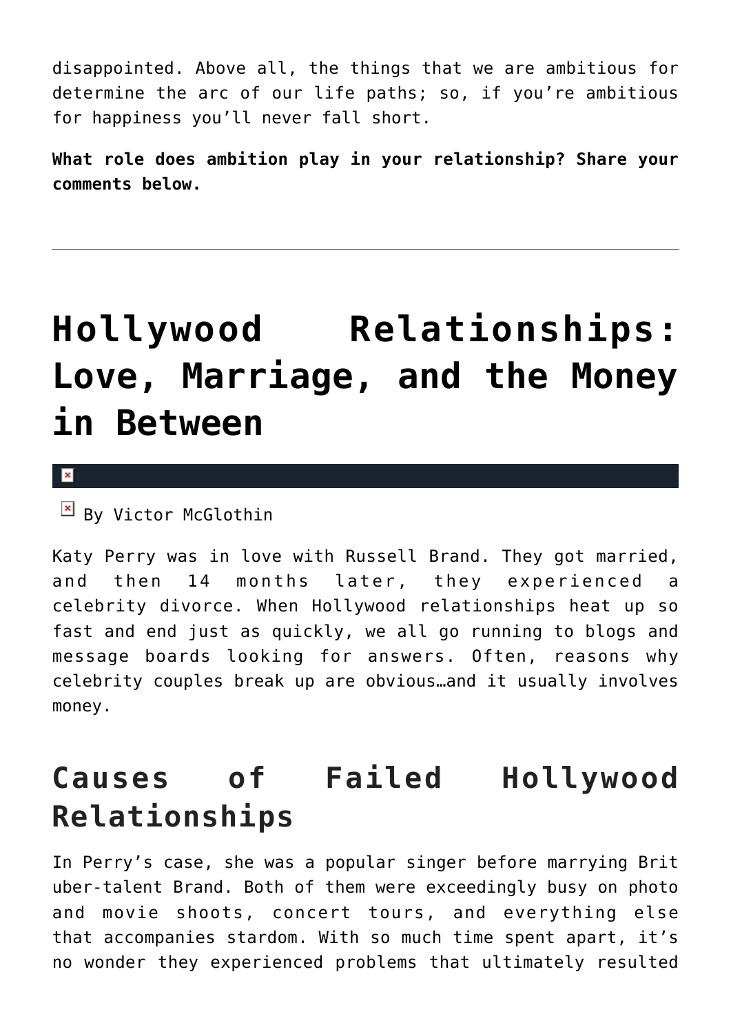disappointed. Above all, the things that we are ambitious for determine the arc of our life paths; so, if you're ambitious for happiness you'll never fall short.

**What role does ambition play in your relationship? Share your comments below.**

---

# Hollywood Relationships: Love, Marriage, and the Money in Between

By Victor McGlothin

Katy Perry was in love with Russell Brand. They got married, and then 14 months later, they experienced a celebrity divorce. When Hollywood relationships heat up so fast and end just as quickly, we all go running to blogs and message boards looking for answers. Often, reasons why celebrity couples break up are obvious…and it usually involves money.

## Causes of Failed Hollywood Relationships

In Perry's case, she was a popular singer before marrying Brit uber-talent Brand. Both of them were exceedingly busy on photo and movie shoots, concert tours, and everything else that accompanies stardom. With so much time spent apart, it's no wonder they experienced problems that ultimately resulted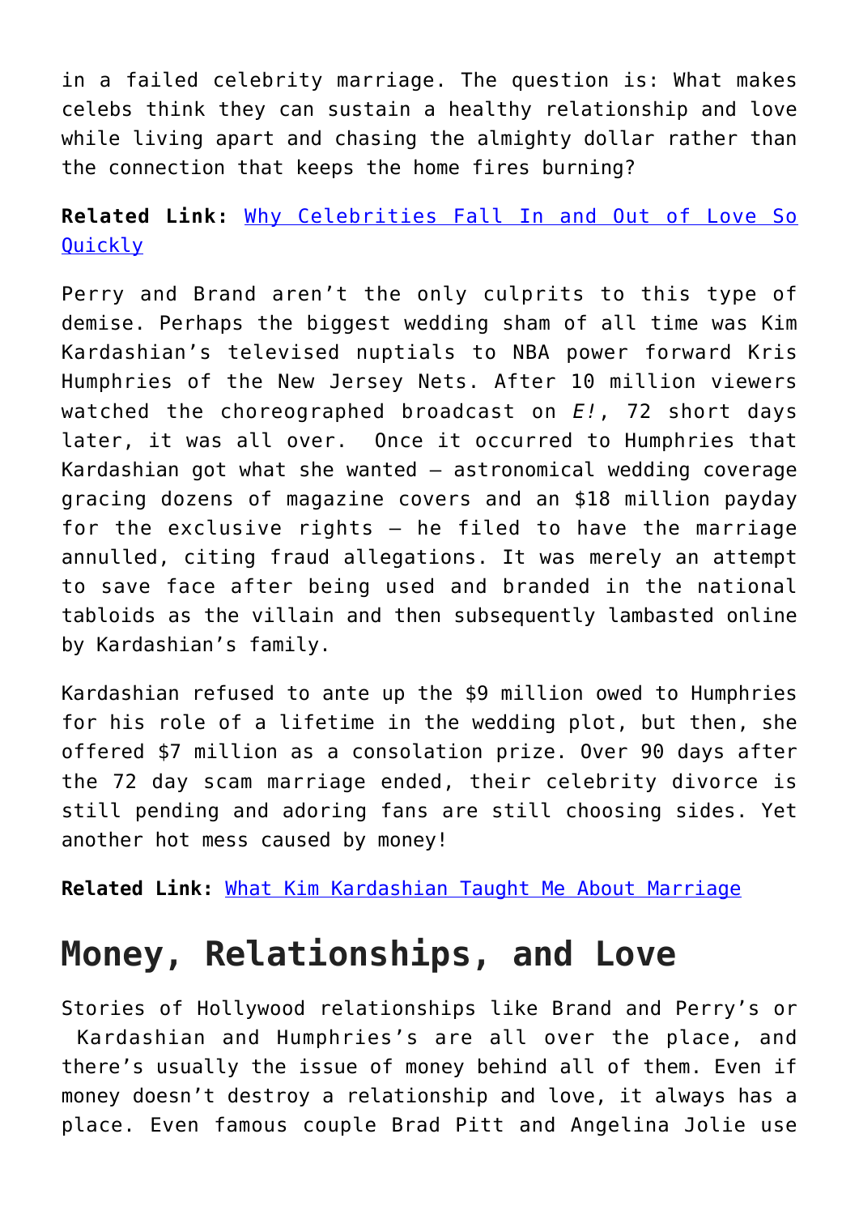in a failed celebrity marriage. The question is: What makes celebs think they can sustain a healthy relationship and love while living apart and chasing the almighty dollar rather than the connection that keeps the home fires burning?

**Related Link:** [Why Celebrities Fall In and Out of Love So Quickly]()

Perry and Brand aren't the only culprits to this type of demise. Perhaps the biggest wedding sham of all time was Kim Kardashian's televised nuptials to NBA power forward Kris Humphries of the New Jersey Nets. After 10 million viewers watched the choreographed broadcast on *E!*, 72 short days later, it was all over. Once it occurred to Humphries that Kardashian got what she wanted – astronomical wedding coverage gracing dozens of magazine covers and an $18 million payday for the exclusive rights – he filed to have the marriage annulled, citing fraud allegations. It was merely an attempt to save face after being used and branded in the national tabloids as the villain and then subsequently lambasted online by Kardashian's family.

Kardashian refused to ante up the $9 million owed to Humphries for his role of a lifetime in the wedding plot, but then, she offered $7 million as a consolation prize. Over 90 days after the 72 day scam marriage ended, their celebrity divorce is still pending and adoring fans are still choosing sides. Yet another hot mess caused by money!

**Related Link:** [What Kim Kardashian Taught Me About Marriage]()

## Money, Relationships, and Love

Stories of Hollywood relationships like Brand and Perry's or Kardashian and Humphries's are all over the place, and there's usually the issue of money behind all of them. Even if money doesn't destroy a relationship and love, it always has a place. Even famous couple Brad Pitt and Angelina Jolie use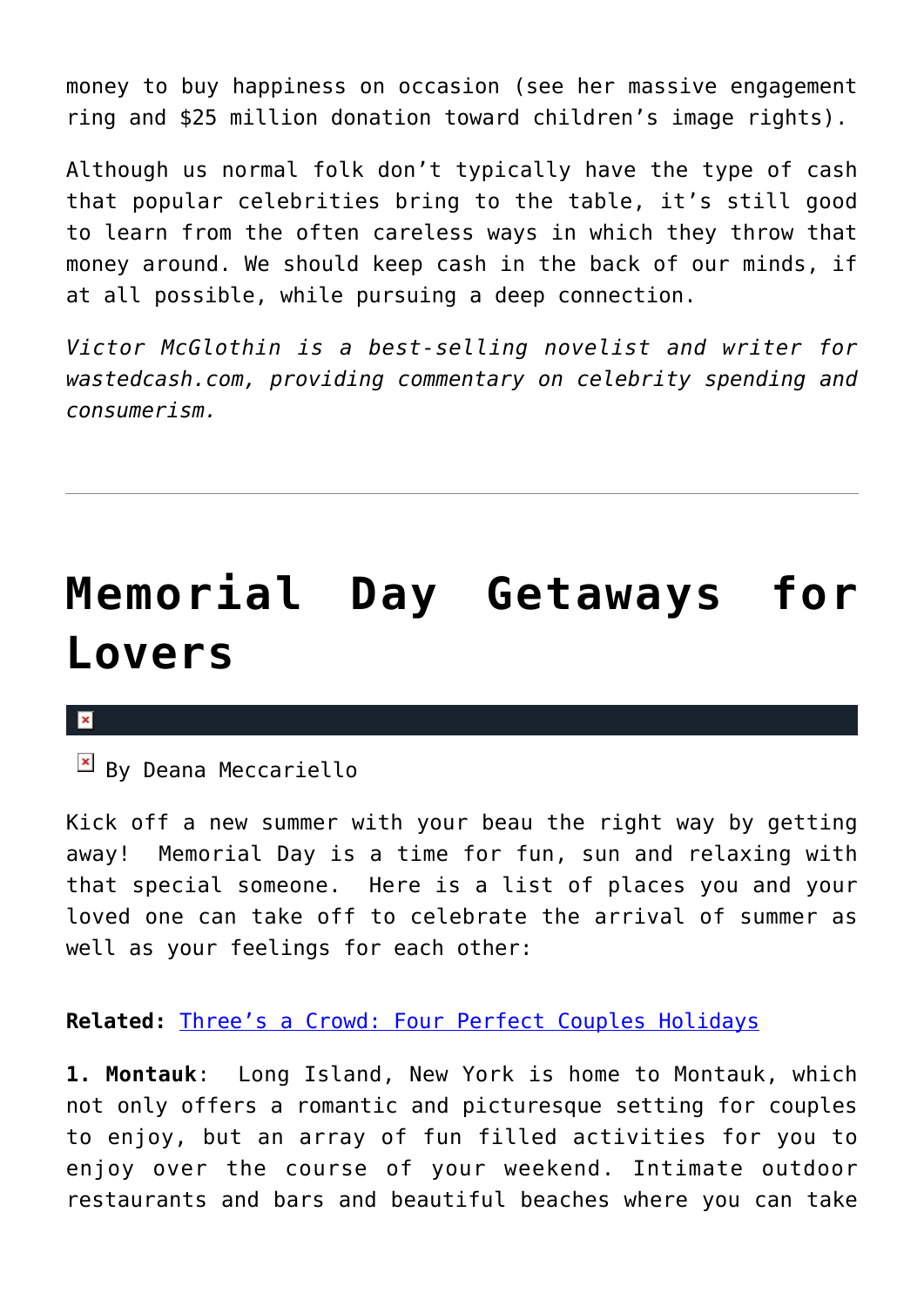money to buy happiness on occasion (see her massive engagement ring and $25 million donation toward children's image rights).

Although us normal folk don't typically have the type of cash that popular celebrities bring to the table, it's still good to learn from the often careless ways in which they throw that money around. We should keep cash in the back of our minds, if at all possible, while pursuing a deep connection.

*Victor McGlothin is a best-selling novelist and writer for wastedcash.com, providing commentary on celebrity spending and consumerism.*

---

# Memorial Day Getaways for Lovers

By Deana Meccariello

Kick off a new summer with your beau the right way by getting away! Memorial Day is a time for fun, sun and relaxing with that special someone. Here is a list of places you and your loved one can take off to celebrate the arrival of summer as well as your feelings for each other:

**Related:** Three's a Crowd: Four Perfect Couples Holidays

**1. Montauk**: Long Island, New York is home to Montauk, which not only offers a romantic and picturesque setting for couples to enjoy, but an array of fun filled activities for you to enjoy over the course of your weekend. Intimate outdoor restaurants and bars and beautiful beaches where you can take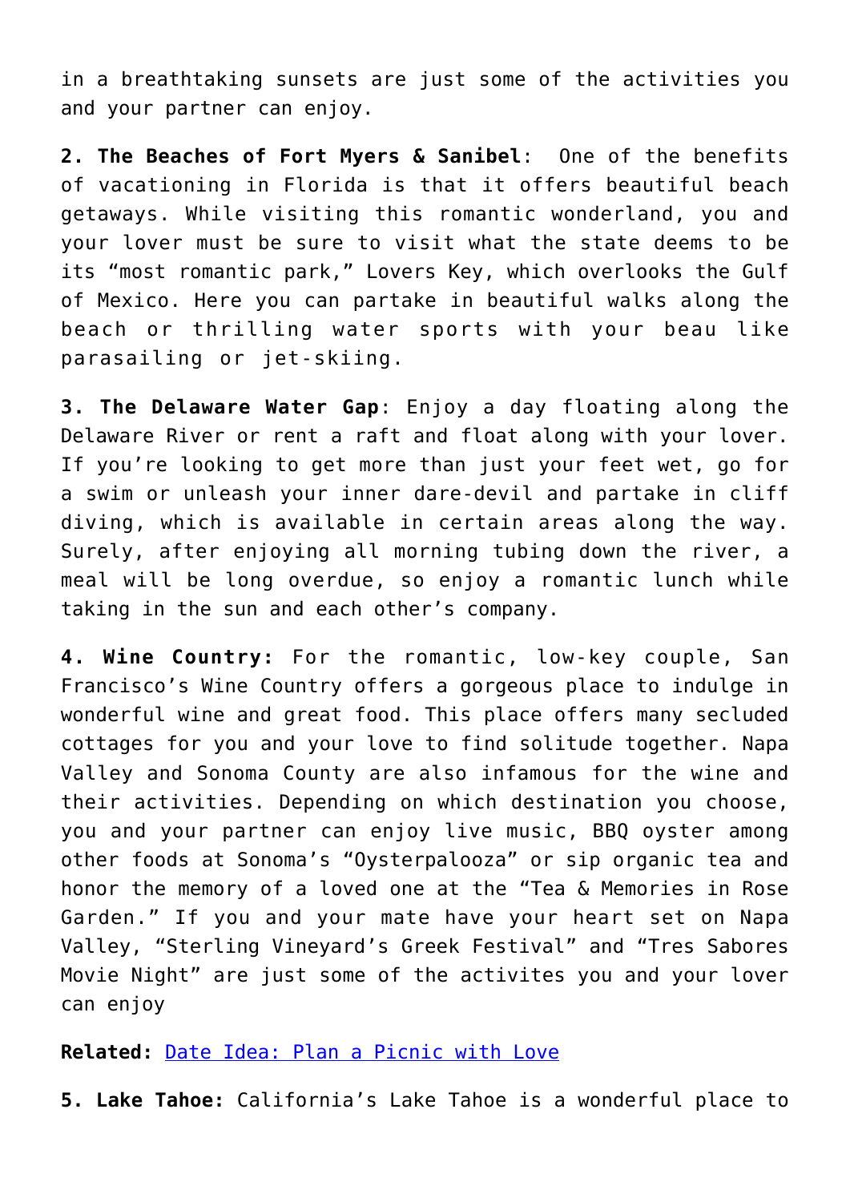in a breathtaking sunsets are just some of the activities you and your partner can enjoy.

**2. The Beaches of Fort Myers & Sanibel**: One of the benefits of vacationing in Florida is that it offers beautiful beach getaways. While visiting this romantic wonderland, you and your lover must be sure to visit what the state deems to be its "most romantic park," Lovers Key, which overlooks the Gulf of Mexico. Here you can partake in beautiful walks along the beach or thrilling water sports with your beau like parasailing or jet-skiing.

**3. The Delaware Water Gap**: Enjoy a day floating along the Delaware River or rent a raft and float along with your lover. If you're looking to get more than just your feet wet, go for a swim or unleash your inner dare-devil and partake in cliff diving, which is available in certain areas along the way. Surely, after enjoying all morning tubing down the river, a meal will be long overdue, so enjoy a romantic lunch while taking in the sun and each other's company.

**4. Wine Country:** For the romantic, low-key couple, San Francisco's Wine Country offers a gorgeous place to indulge in wonderful wine and great food. This place offers many secluded cottages for you and your love to find solitude together. Napa Valley and Sonoma County are also infamous for the wine and their activities. Depending on which destination you choose, you and your partner can enjoy live music, BBQ oyster among other foods at Sonoma's "Oysterpalooza" or sip organic tea and honor the memory of a loved one at the "Tea & Memories in Rose Garden." If you and your mate have your heart set on Napa Valley, "Sterling Vineyard's Greek Festival" and "Tres Sabores Movie Night" are just some of the activites you and your lover can enjoy

**Related:** Date Idea: Plan a Picnic with Love

**5. Lake Tahoe:** California's Lake Tahoe is a wonderful place to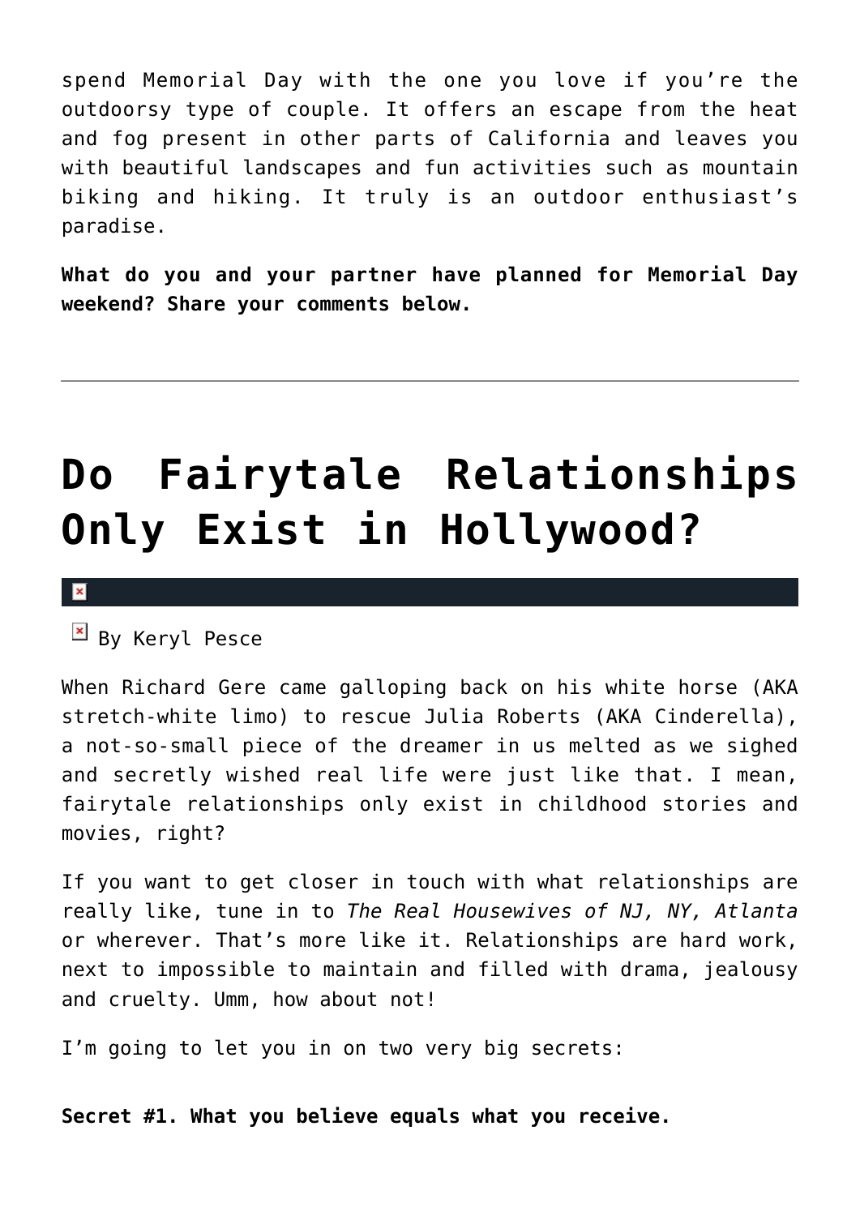spend Memorial Day with the one you love if you're the outdoorsy type of couple. It offers an escape from the heat and fog present in other parts of California and leaves you with beautiful landscapes and fun activities such as mountain biking and hiking. It truly is an outdoor enthusiast's paradise.

**What do you and your partner have planned for Memorial Day weekend? Share your comments below.**

---

# Do Fairytale Relationships Only Exist in Hollywood?

By Keryl Pesce

When Richard Gere came galloping back on his white horse (AKA stretch-white limo) to rescue Julia Roberts (AKA Cinderella), a not-so-small piece of the dreamer in us melted as we sighed and secretly wished real life were just like that. I mean, fairytale relationships only exist in childhood stories and movies, right?

If you want to get closer in touch with what relationships are really like, tune in to *The Real Housewives of NJ, NY, Atlanta* or wherever. That's more like it. Relationships are hard work, next to impossible to maintain and filled with drama, jealousy and cruelty. Umm, how about not!

I'm going to let you in on two very big secrets:

**Secret #1. What you believe equals what you receive.**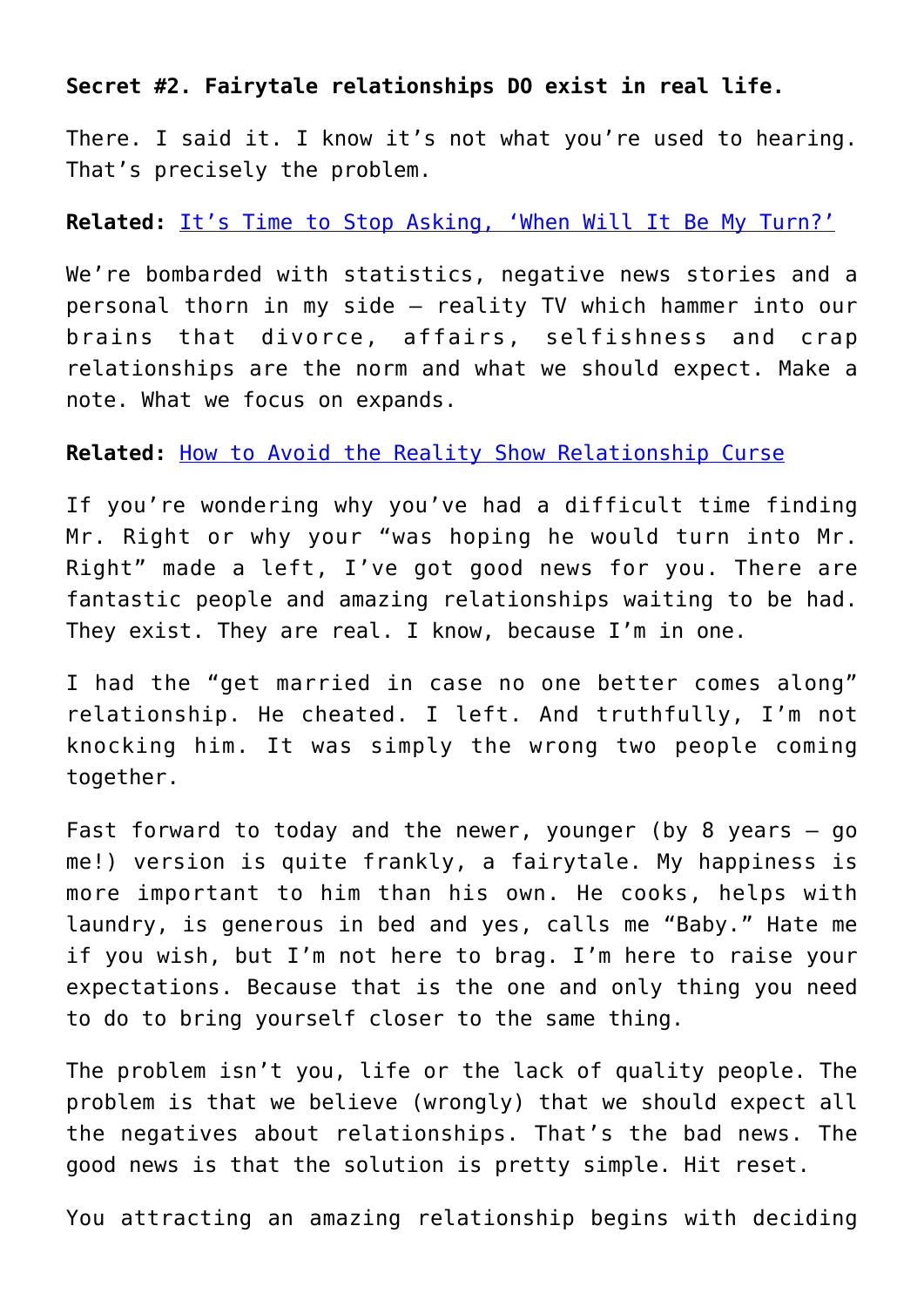**Secret #2. Fairytale relationships DO exist in real life.**

There. I said it. I know it's not what you're used to hearing. That's precisely the problem.

**Related:** It's Time to Stop Asking, 'When Will It Be My Turn?'

We're bombarded with statistics, negative news stories and a personal thorn in my side – reality TV which hammer into our brains that divorce, affairs, selfishness and crap relationships are the norm and what we should expect. Make a note. What we focus on expands.

**Related:** How to Avoid the Reality Show Relationship Curse

If you're wondering why you've had a difficult time finding Mr. Right or why your "was hoping he would turn into Mr. Right" made a left, I've got good news for you. There are fantastic people and amazing relationships waiting to be had. They exist. They are real. I know, because I'm in one.

I had the "get married in case no one better comes along" relationship. He cheated. I left. And truthfully, I'm not knocking him. It was simply the wrong two people coming together.

Fast forward to today and the newer, younger (by 8 years – go me!) version is quite frankly, a fairytale. My happiness is more important to him than his own. He cooks, helps with laundry, is generous in bed and yes, calls me "Baby." Hate me if you wish, but I'm not here to brag. I'm here to raise your expectations. Because that is the one and only thing you need to do to bring yourself closer to the same thing.

The problem isn't you, life or the lack of quality people. The problem is that we believe (wrongly) that we should expect all the negatives about relationships. That's the bad news. The good news is that the solution is pretty simple. Hit reset.

You attracting an amazing relationship begins with deciding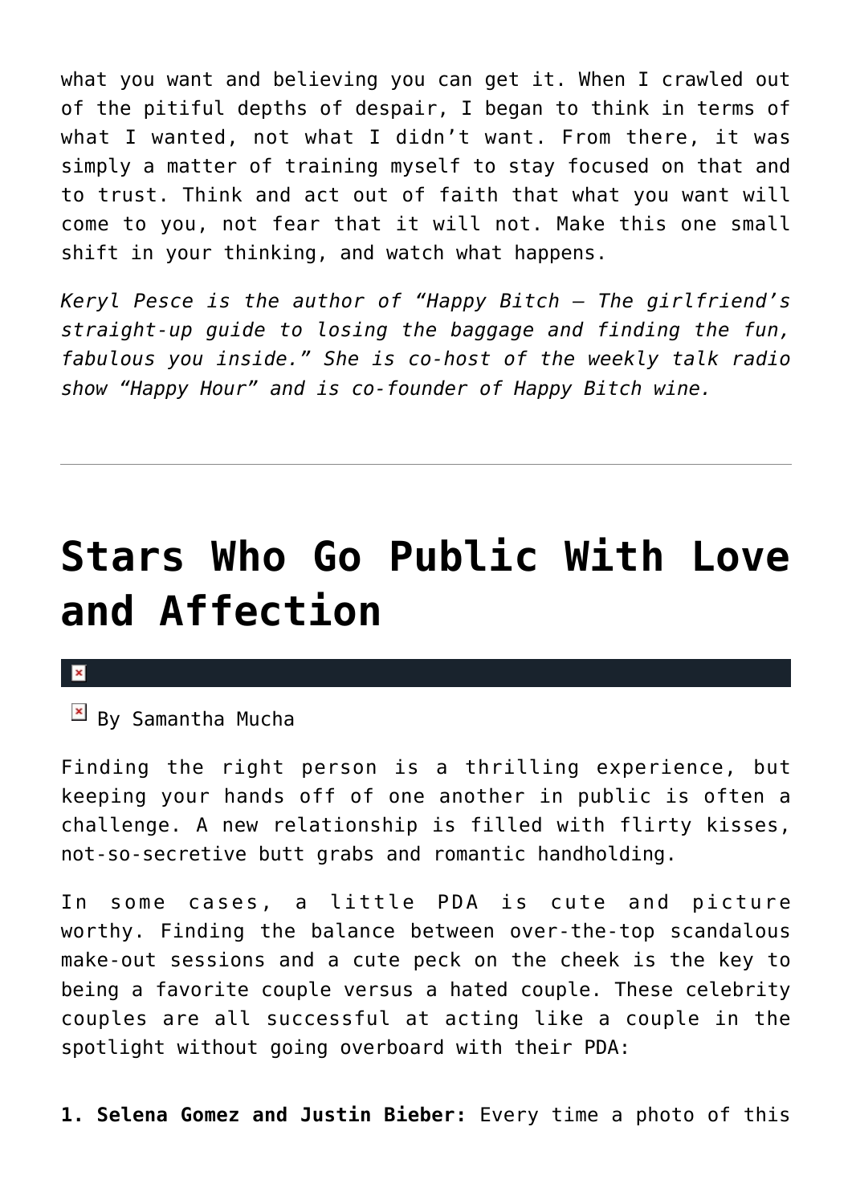what you want and believing you can get it. When I crawled out of the pitiful depths of despair, I began to think in terms of what I wanted, not what I didn't want. From there, it was simply a matter of training myself to stay focused on that and to trust. Think and act out of faith that what you want will come to you, not fear that it will not. Make this one small shift in your thinking, and watch what happens.

*Keryl Pesce is the author of "Happy Bitch – The girlfriend's straight-up guide to losing the baggage and finding the fun, fabulous you inside." She is co-host of the weekly talk radio show "Happy Hour" and is co-founder of Happy Bitch wine.*

---

# Stars Who Go Public With Love and Affection

By Samantha Mucha

Finding the right person is a thrilling experience, but keeping your hands off of one another in public is often a challenge. A new relationship is filled with flirty kisses, not-so-secretive butt grabs and romantic handholding.

In some cases, a little PDA is cute and picture worthy. Finding the balance between over-the-top scandalous make-out sessions and a cute peck on the cheek is the key to being a favorite couple versus a hated couple. These celebrity couples are all successful at acting like a couple in the spotlight without going overboard with their PDA:

**1. Selena Gomez and Justin Bieber:** Every time a photo of this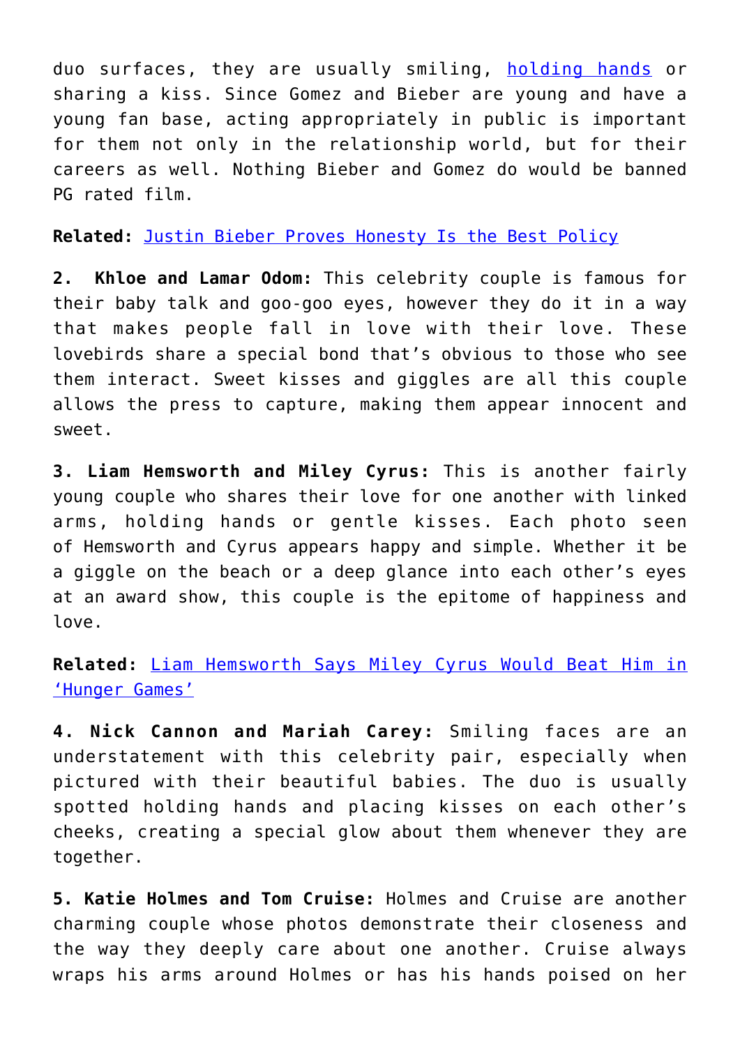duo surfaces, they are usually smiling, holding hands or sharing a kiss. Since Gomez and Bieber are young and have a young fan base, acting appropriately in public is important for them not only in the relationship world, but for their careers as well. Nothing Bieber and Gomez do would be banned PG rated film.

**Related:** Justin Bieber Proves Honesty Is the Best Policy

**2. Khloe and Lamar Odom:** This celebrity couple is famous for their baby talk and goo-goo eyes, however they do it in a way that makes people fall in love with their love. These lovebirds share a special bond that's obvious to those who see them interact. Sweet kisses and giggles are all this couple allows the press to capture, making them appear innocent and sweet.

**3. Liam Hemsworth and Miley Cyrus:** This is another fairly young couple who shares their love for one another with linked arms, holding hands or gentle kisses. Each photo seen of Hemsworth and Cyrus appears happy and simple. Whether it be a giggle on the beach or a deep glance into each other's eyes at an award show, this couple is the epitome of happiness and love.

**Related:** Liam Hemsworth Says Miley Cyrus Would Beat Him in 'Hunger Games'

**4. Nick Cannon and Mariah Carey:** Smiling faces are an understatement with this celebrity pair, especially when pictured with their beautiful babies. The duo is usually spotted holding hands and placing kisses on each other's cheeks, creating a special glow about them whenever they are together.

**5. Katie Holmes and Tom Cruise:** Holmes and Cruise are another charming couple whose photos demonstrate their closeness and the way they deeply care about one another. Cruise always wraps his arms around Holmes or has his hands poised on her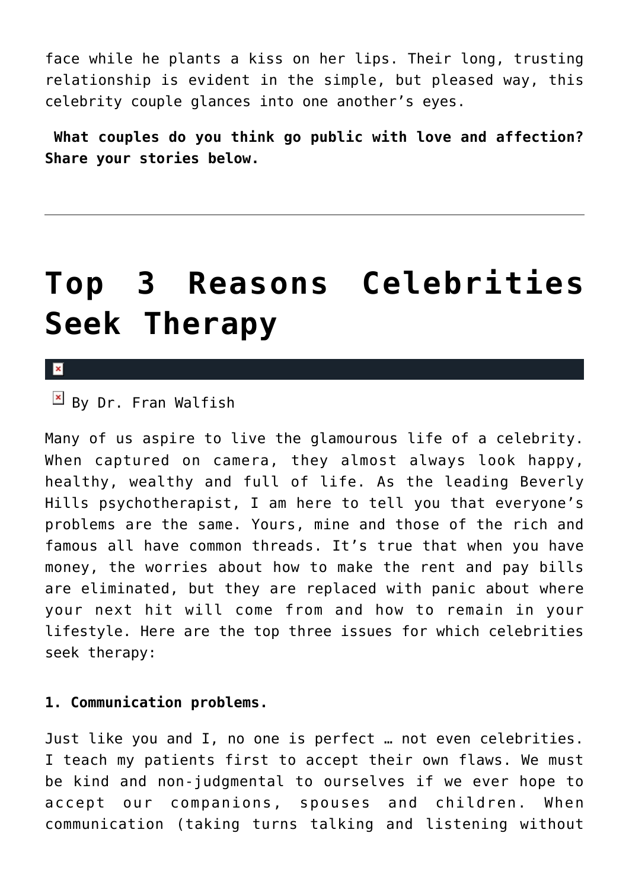face while he plants a kiss on her lips. Their long, trusting relationship is evident in the simple, but pleased way, this celebrity couple glances into one another's eyes.

**What couples do you think go public with love and affection? Share your stories below.**

---

# Top 3 Reasons Celebrities Seek Therapy

By Dr. Fran Walfish

Many of us aspire to live the glamourous life of a celebrity. When captured on camera, they almost always look happy, healthy, wealthy and full of life. As the leading Beverly Hills psychotherapist, I am here to tell you that everyone's problems are the same. Yours, mine and those of the rich and famous all have common threads. It's true that when you have money, the worries about how to make the rent and pay bills are eliminated, but they are replaced with panic about where your next hit will come from and how to remain in your lifestyle. Here are the top three issues for which celebrities seek therapy:

**1. Communication problems.**

Just like you and I, no one is perfect … not even celebrities. I teach my patients first to accept their own flaws. We must be kind and non-judgmental to ourselves if we ever hope to accept our companions, spouses and children. When communication (taking turns talking and listening without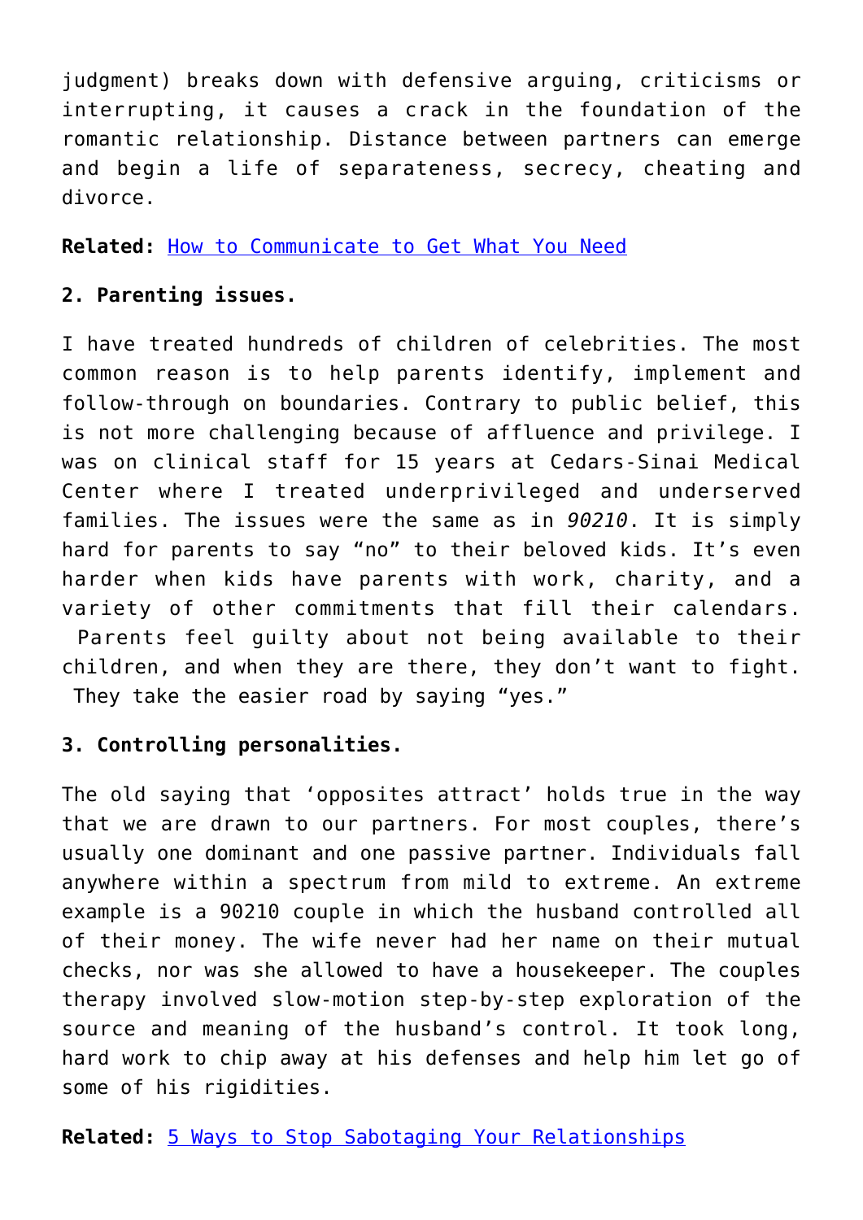judgment) breaks down with defensive arguing, criticisms or interrupting, it causes a crack in the foundation of the romantic relationship. Distance between partners can emerge and begin a life of separateness, secrecy, cheating and divorce.

**Related:** How to Communicate to Get What You Need

**2. Parenting issues.**

I have treated hundreds of children of celebrities. The most common reason is to help parents identify, implement and follow-through on boundaries. Contrary to public belief, this is not more challenging because of affluence and privilege. I was on clinical staff for 15 years at Cedars-Sinai Medical Center where I treated underprivileged and underserved families. The issues were the same as in *90210*. It is simply hard for parents to say "no" to their beloved kids. It's even harder when kids have parents with work, charity, and a variety of other commitments that fill their calendars. Parents feel guilty about not being available to their children, and when they are there, they don't want to fight. They take the easier road by saying "yes."

**3. Controlling personalities.**

The old saying that 'opposites attract' holds true in the way that we are drawn to our partners. For most couples, there's usually one dominant and one passive partner. Individuals fall anywhere within a spectrum from mild to extreme. An extreme example is a 90210 couple in which the husband controlled all of their money. The wife never had her name on their mutual checks, nor was she allowed to have a housekeeper. The couples therapy involved slow-motion step-by-step exploration of the source and meaning of the husband's control. It took long, hard work to chip away at his defenses and help him let go of some of his rigidities.

**Related:** 5 Ways to Stop Sabotaging Your Relationships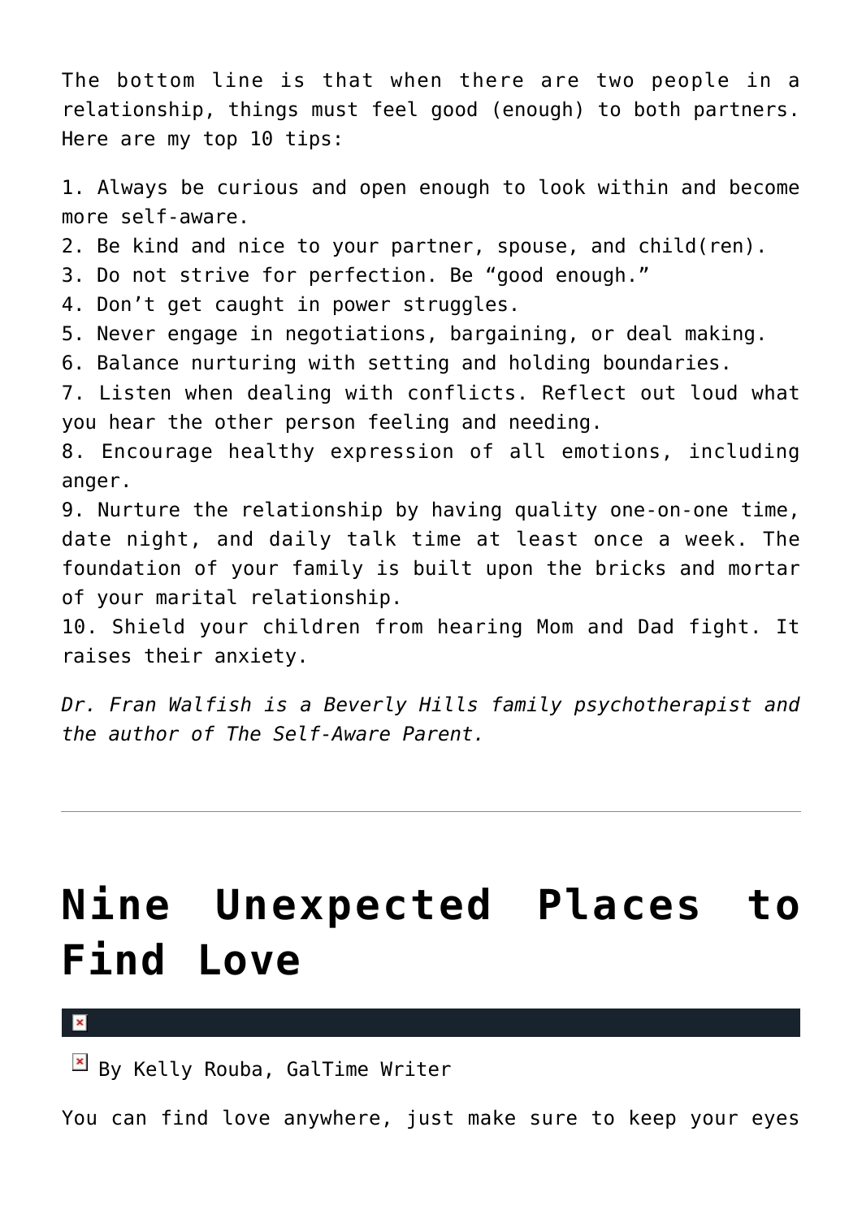The bottom line is that when there are two people in a relationship, things must feel good (enough) to both partners. Here are my top 10 tips:

1. Always be curious and open enough to look within and become more self-aware.
2. Be kind and nice to your partner, spouse, and child(ren).
3. Do not strive for perfection. Be “good enough.”
4. Don’t get caught in power struggles.
5. Never engage in negotiations, bargaining, or deal making.
6. Balance nurturing with setting and holding boundaries.
7. Listen when dealing with conflicts. Reflect out loud what you hear the other person feeling and needing.
8. Encourage healthy expression of all emotions, including anger.
9. Nurture the relationship by having quality one-on-one time, date night, and daily talk time at least once a week. The foundation of your family is built upon the bricks and mortar of your marital relationship.
10. Shield your children from hearing Mom and Dad fight. It raises their anxiety.

*Dr. Fran Walfish is a Beverly Hills family psychotherapist and the author of The Self-Aware Parent.*

---

# Nine Unexpected Places to Find Love

By Kelly Rouba, GalTime Writer

You can find love anywhere, just make sure to keep your eyes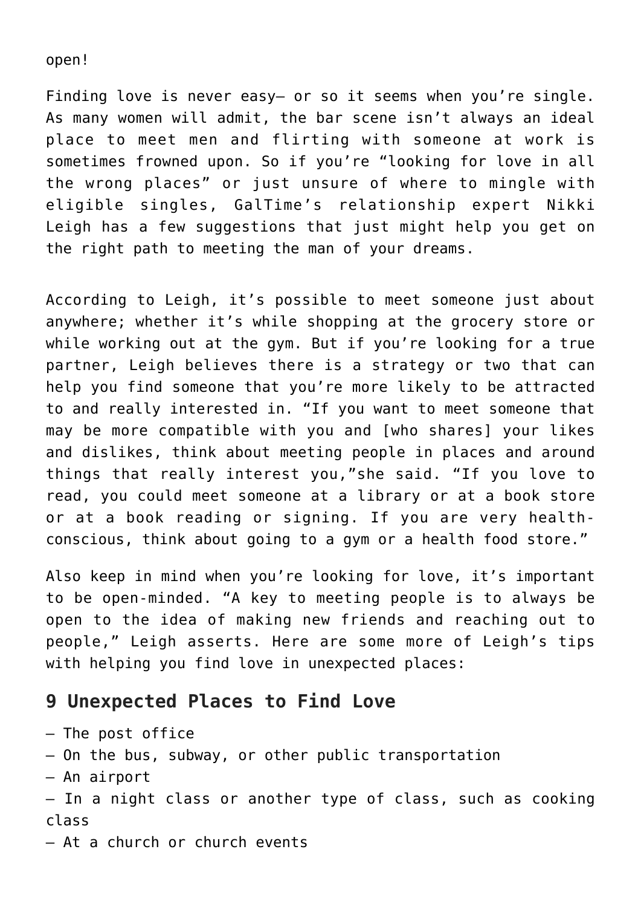open!

Finding love is never easy– or so it seems when you're single. As many women will admit, the bar scene isn't always an ideal place to meet men and flirting with someone at work is sometimes frowned upon. So if you're "looking for love in all the wrong places" or just unsure of where to mingle with eligible singles, GalTime's relationship expert Nikki Leigh has a few suggestions that just might help you get on the right path to meeting the man of your dreams.

According to Leigh, it's possible to meet someone just about anywhere; whether it's while shopping at the grocery store or while working out at the gym. But if you're looking for a true partner, Leigh believes there is a strategy or two that can help you find someone that you're more likely to be attracted to and really interested in. "If you want to meet someone that may be more compatible with you and [who shares] your likes and dislikes, think about meeting people in places and around things that really interest you,"she said. "If you love to read, you could meet someone at a library or at a book store or at a book reading or signing. If you are very health-conscious, think about going to a gym or a health food store."

Also keep in mind when you're looking for love, it's important to be open-minded. "A key to meeting people is to always be open to the idea of making new friends and reaching out to people," Leigh asserts. Here are some more of Leigh's tips with helping you find love in unexpected places:

## 9 Unexpected Places to Find Love

– The post office
– On the bus, subway, or other public transportation
– An airport
– In a night class or another type of class, such as cooking class
– At a church or church events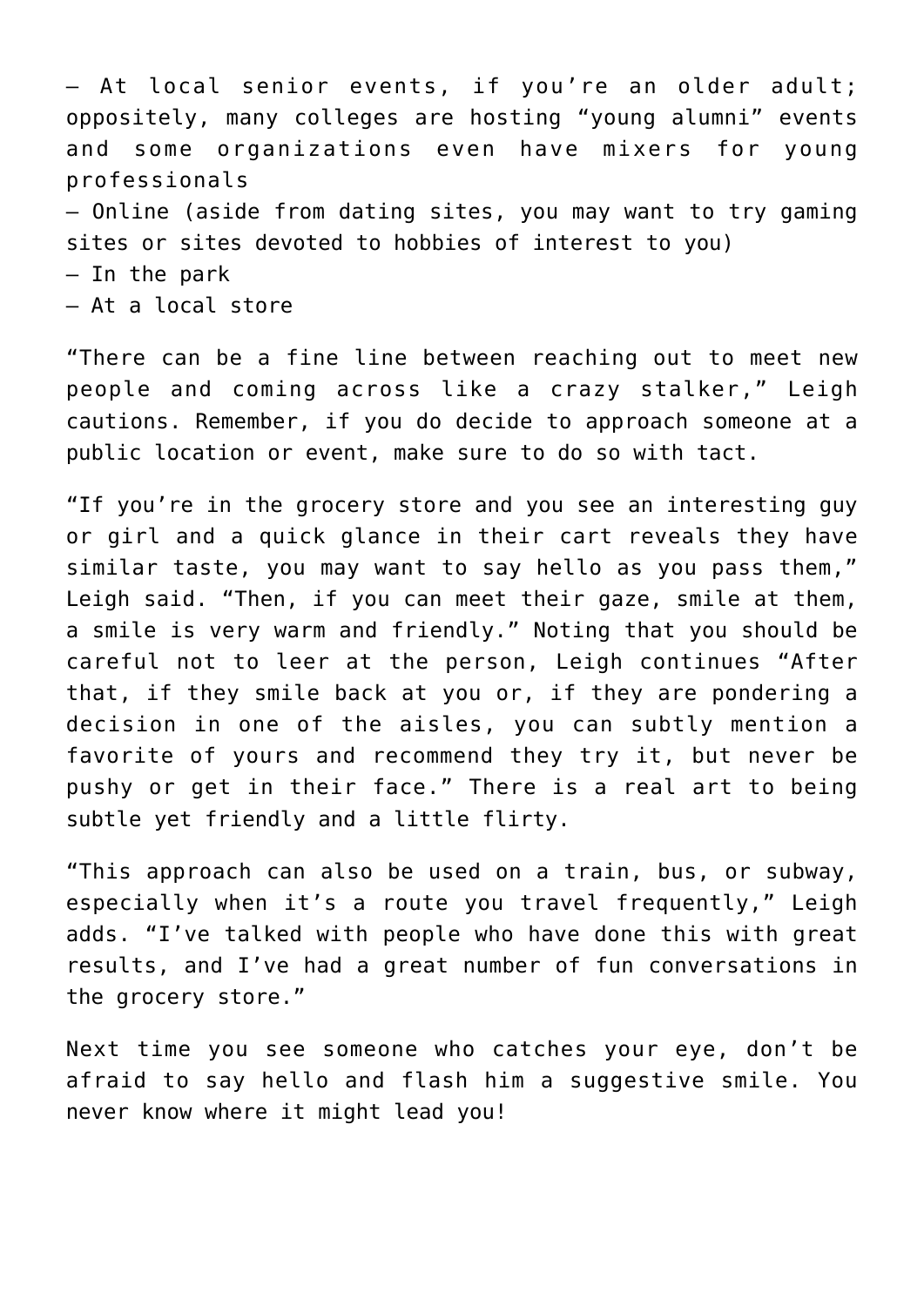– At local senior events, if you're an older adult; oppositely, many colleges are hosting "young alumni" events and some organizations even have mixers for young professionals
– Online (aside from dating sites, you may want to try gaming sites or sites devoted to hobbies of interest to you)
– In the park
– At a local store

"There can be a fine line between reaching out to meet new people and coming across like a crazy stalker," Leigh cautions. Remember, if you do decide to approach someone at a public location or event, make sure to do so with tact.

"If you're in the grocery store and you see an interesting guy or girl and a quick glance in their cart reveals they have similar taste, you may want to say hello as you pass them," Leigh said. "Then, if you can meet their gaze, smile at them, a smile is very warm and friendly." Noting that you should be careful not to leer at the person, Leigh continues "After that, if they smile back at you or, if they are pondering a decision in one of the aisles, you can subtly mention a favorite of yours and recommend they try it, but never be pushy or get in their face." There is a real art to being subtle yet friendly and a little flirty.

"This approach can also be used on a train, bus, or subway, especially when it's a route you travel frequently," Leigh adds. "I've talked with people who have done this with great results, and I've had a great number of fun conversations in the grocery store."

Next time you see someone who catches your eye, don't be afraid to say hello and flash him a suggestive smile. You never know where it might lead you!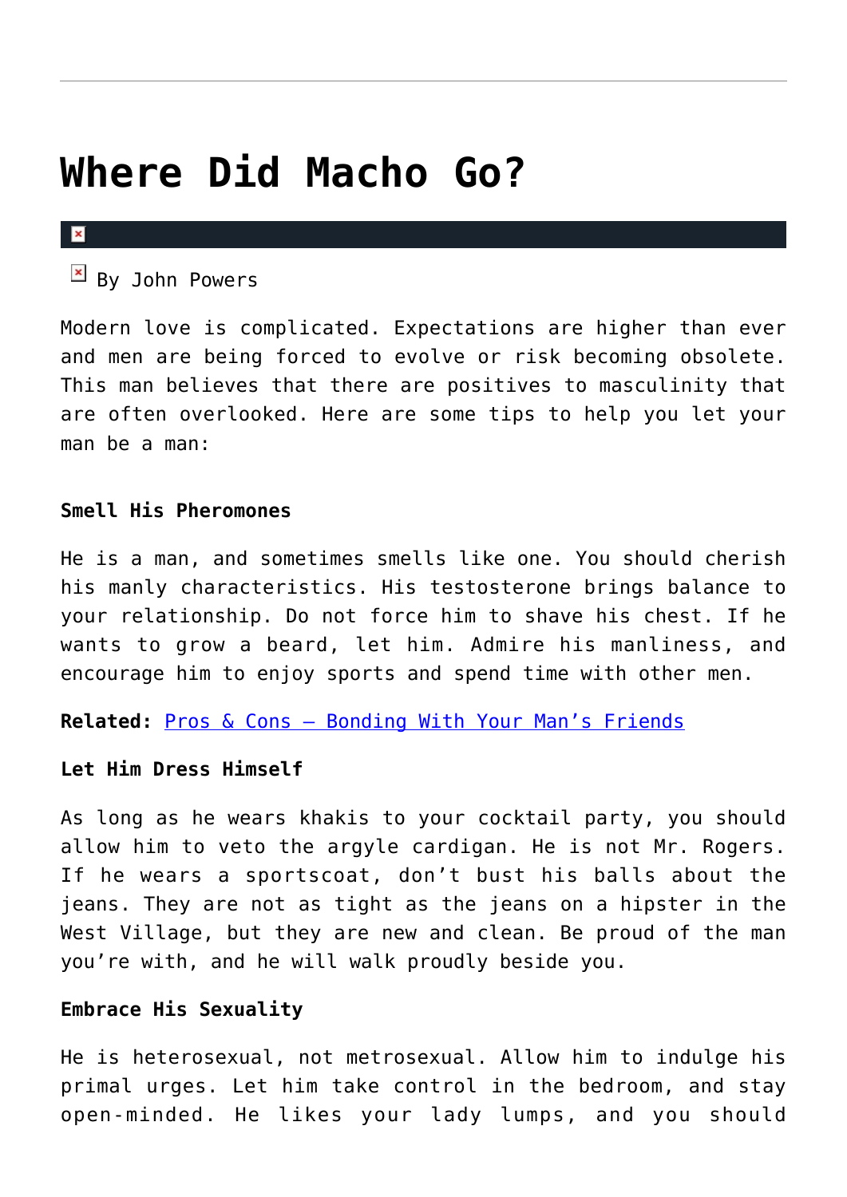# Where Did Macho Go?

By John Powers

Modern love is complicated. Expectations are higher than ever and men are being forced to evolve or risk becoming obsolete. This man believes that there are positives to masculinity that are often overlooked. Here are some tips to help you let your man be a man:

**Smell His Pheromones**

He is a man, and sometimes smells like one. You should cherish his manly characteristics. His testosterone brings balance to your relationship. Do not force him to shave his chest. If he wants to grow a beard, let him. Admire his manliness, and encourage him to enjoy sports and spend time with other men.

**Related:** Pros & Cons – Bonding With Your Man's Friends

**Let Him Dress Himself**

As long as he wears khakis to your cocktail party, you should allow him to veto the argyle cardigan. He is not Mr. Rogers. If he wears a sportscoat, don't bust his balls about the jeans. They are not as tight as the jeans on a hipster in the West Village, but they are new and clean. Be proud of the man you're with, and he will walk proudly beside you.

**Embrace His Sexuality**

He is heterosexual, not metrosexual. Allow him to indulge his primal urges. Let him take control in the bedroom, and stay open-minded. He likes your lady lumps, and you should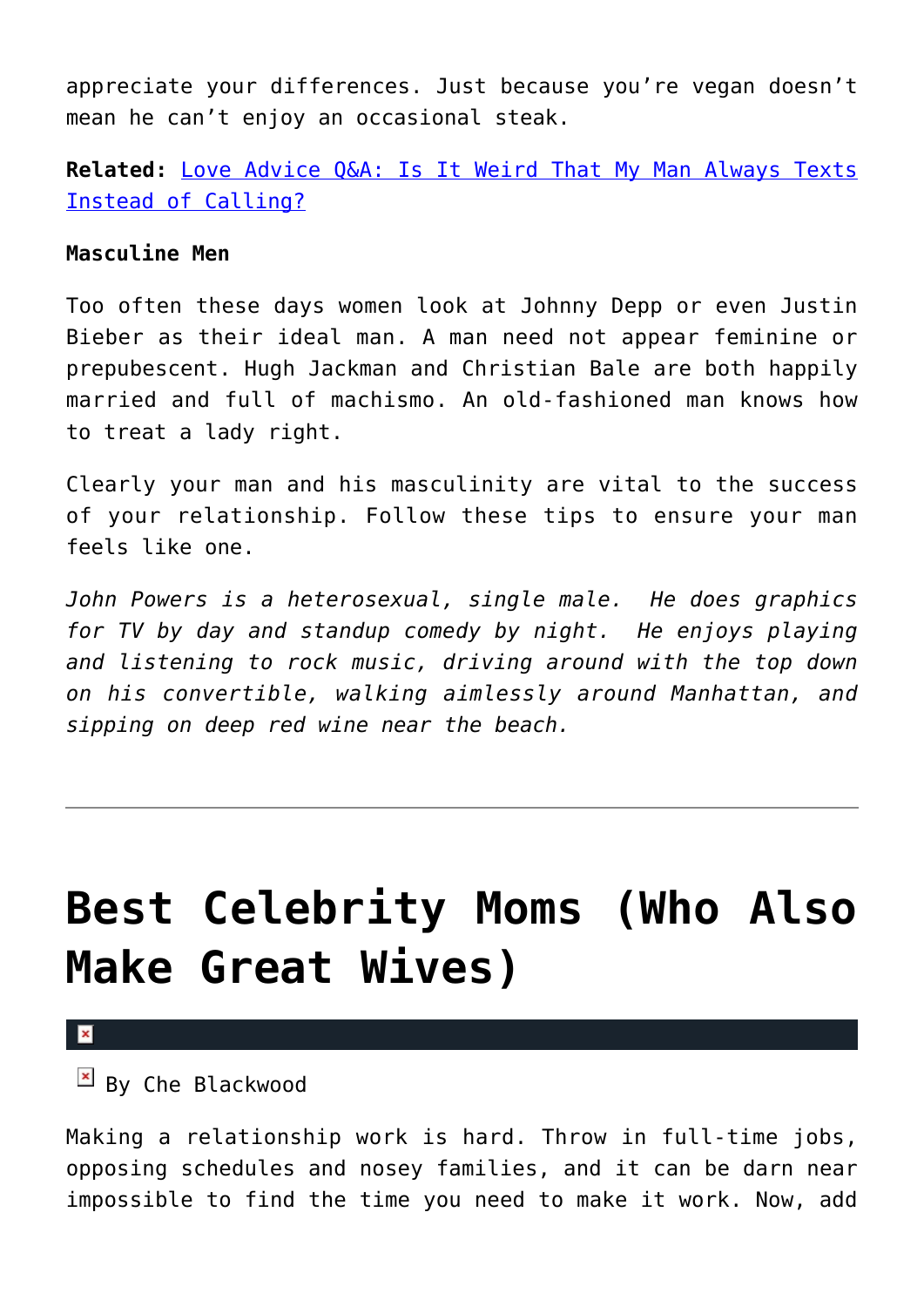appreciate your differences. Just because you're vegan doesn't mean he can't enjoy an occasional steak.

**Related:** Love Advice Q&A: Is It Weird That My Man Always Texts Instead of Calling?

**Masculine Men**

Too often these days women look at Johnny Depp or even Justin Bieber as their ideal man. A man need not appear feminine or prepubescent. Hugh Jackman and Christian Bale are both happily married and full of machismo. An old-fashioned man knows how to treat a lady right.

Clearly your man and his masculinity are vital to the success of your relationship. Follow these tips to ensure your man feels like one.

*John Powers is a heterosexual, single male. He does graphics for TV by day and standup comedy by night. He enjoys playing and listening to rock music, driving around with the top down on his convertible, walking aimlessly around Manhattan, and sipping on deep red wine near the beach.*

---

# Best Celebrity Moms (Who Also Make Great Wives)

By Che Blackwood

Making a relationship work is hard. Throw in full-time jobs, opposing schedules and nosey families, and it can be darn near impossible to find the time you need to make it work. Now, add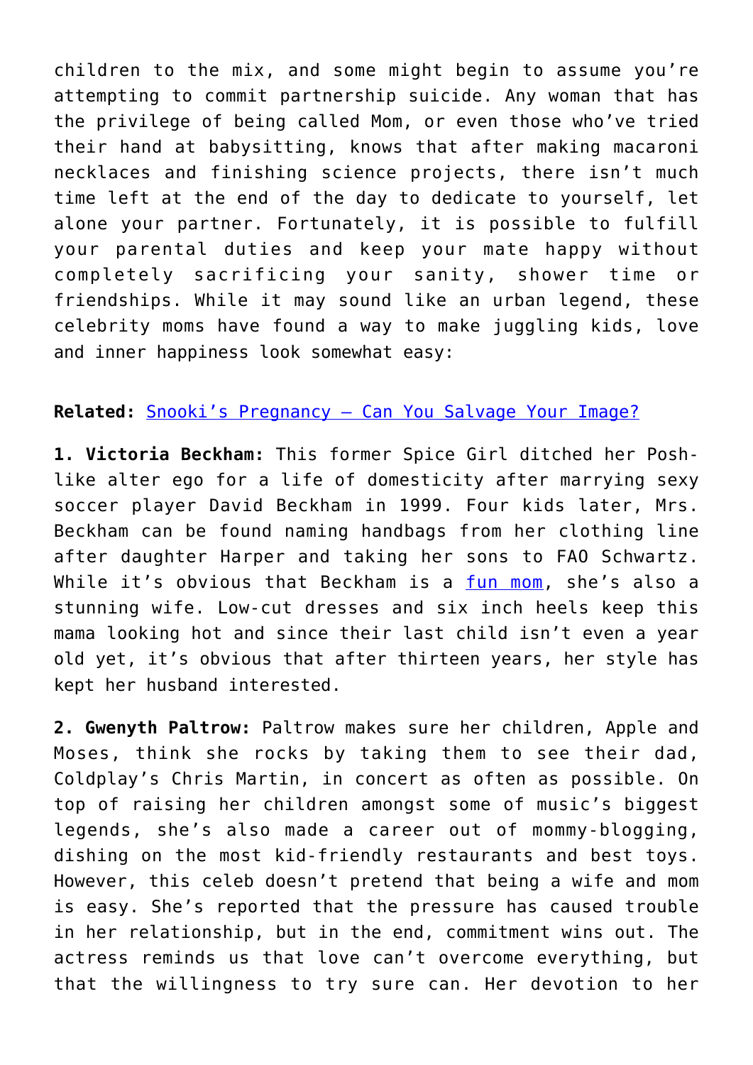children to the mix, and some might begin to assume you're attempting to commit partnership suicide. Any woman that has the privilege of being called Mom, or even those who've tried their hand at babysitting, knows that after making macaroni necklaces and finishing science projects, there isn't much time left at the end of the day to dedicate to yourself, let alone your partner. Fortunately, it is possible to fulfill your parental duties and keep your mate happy without completely sacrificing your sanity, shower time or friendships. While it may sound like an urban legend, these celebrity moms have found a way to make juggling kids, love and inner happiness look somewhat easy:

**Related:** [Snooki's Pregnancy – Can You Salvage Your Image?]()

**1. Victoria Beckham:** This former Spice Girl ditched her Posh-like alter ego for a life of domesticity after marrying sexy soccer player David Beckham in 1999. Four kids later, Mrs. Beckham can be found naming handbags from her clothing line after daughter Harper and taking her sons to FAO Schwartz. While it's obvious that Beckham is a [fun mom](), she's also a stunning wife. Low-cut dresses and six inch heels keep this mama looking hot and since their last child isn't even a year old yet, it's obvious that after thirteen years, her style has kept her husband interested.

**2. Gwenyth Paltrow:** Paltrow makes sure her children, Apple and Moses, think she rocks by taking them to see their dad, Coldplay's Chris Martin, in concert as often as possible. On top of raising her children amongst some of music's biggest legends, she's also made a career out of mommy-blogging, dishing on the most kid-friendly restaurants and best toys. However, this celeb doesn't pretend that being a wife and mom is easy. She's reported that the pressure has caused trouble in her relationship, but in the end, commitment wins out. The actress reminds us that love can't overcome everything, but that the willingness to try sure can. Her devotion to her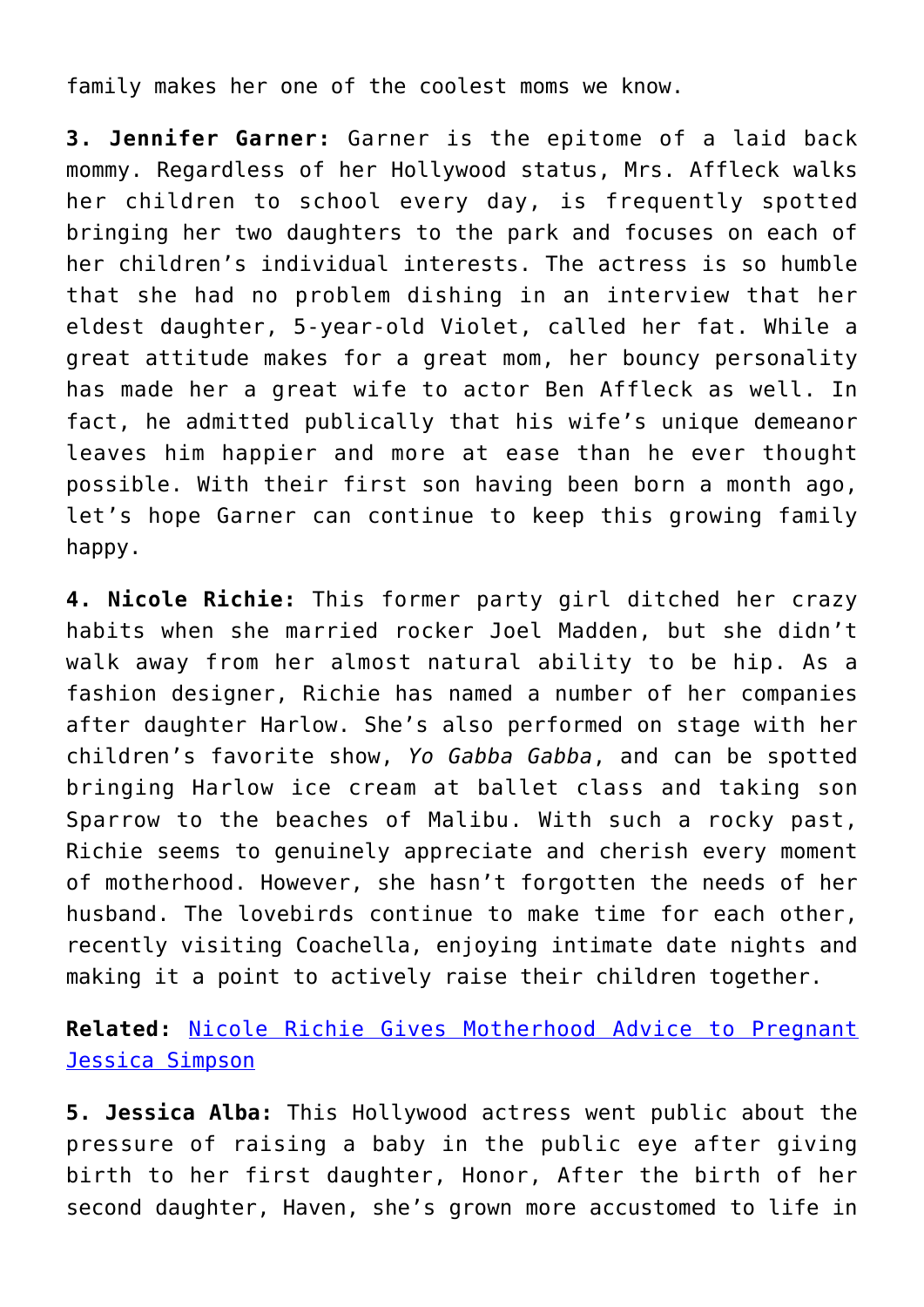family makes her one of the coolest moms we know.

**3. Jennifer Garner:** Garner is the epitome of a laid back mommy. Regardless of her Hollywood status, Mrs. Affleck walks her children to school every day, is frequently spotted bringing her two daughters to the park and focuses on each of her children's individual interests. The actress is so humble that she had no problem dishing in an interview that her eldest daughter, 5-year-old Violet, called her fat. While a great attitude makes for a great mom, her bouncy personality has made her a great wife to actor Ben Affleck as well. In fact, he admitted publically that his wife's unique demeanor leaves him happier and more at ease than he ever thought possible. With their first son having been born a month ago, let's hope Garner can continue to keep this growing family happy.

**4. Nicole Richie:** This former party girl ditched her crazy habits when she married rocker Joel Madden, but she didn't walk away from her almost natural ability to be hip. As a fashion designer, Richie has named a number of her companies after daughter Harlow. She's also performed on stage with her children's favorite show, *Yo Gabba Gabba*, and can be spotted bringing Harlow ice cream at ballet class and taking son Sparrow to the beaches of Malibu. With such a rocky past, Richie seems to genuinely appreciate and cherish every moment of motherhood. However, she hasn't forgotten the needs of her husband. The lovebirds continue to make time for each other, recently visiting Coachella, enjoying intimate date nights and making it a point to actively raise their children together.

**Related:** Nicole Richie Gives Motherhood Advice to Pregnant Jessica Simpson

**5. Jessica Alba:** This Hollywood actress went public about the pressure of raising a baby in the public eye after giving birth to her first daughter, Honor, After the birth of her second daughter, Haven, she's grown more accustomed to life in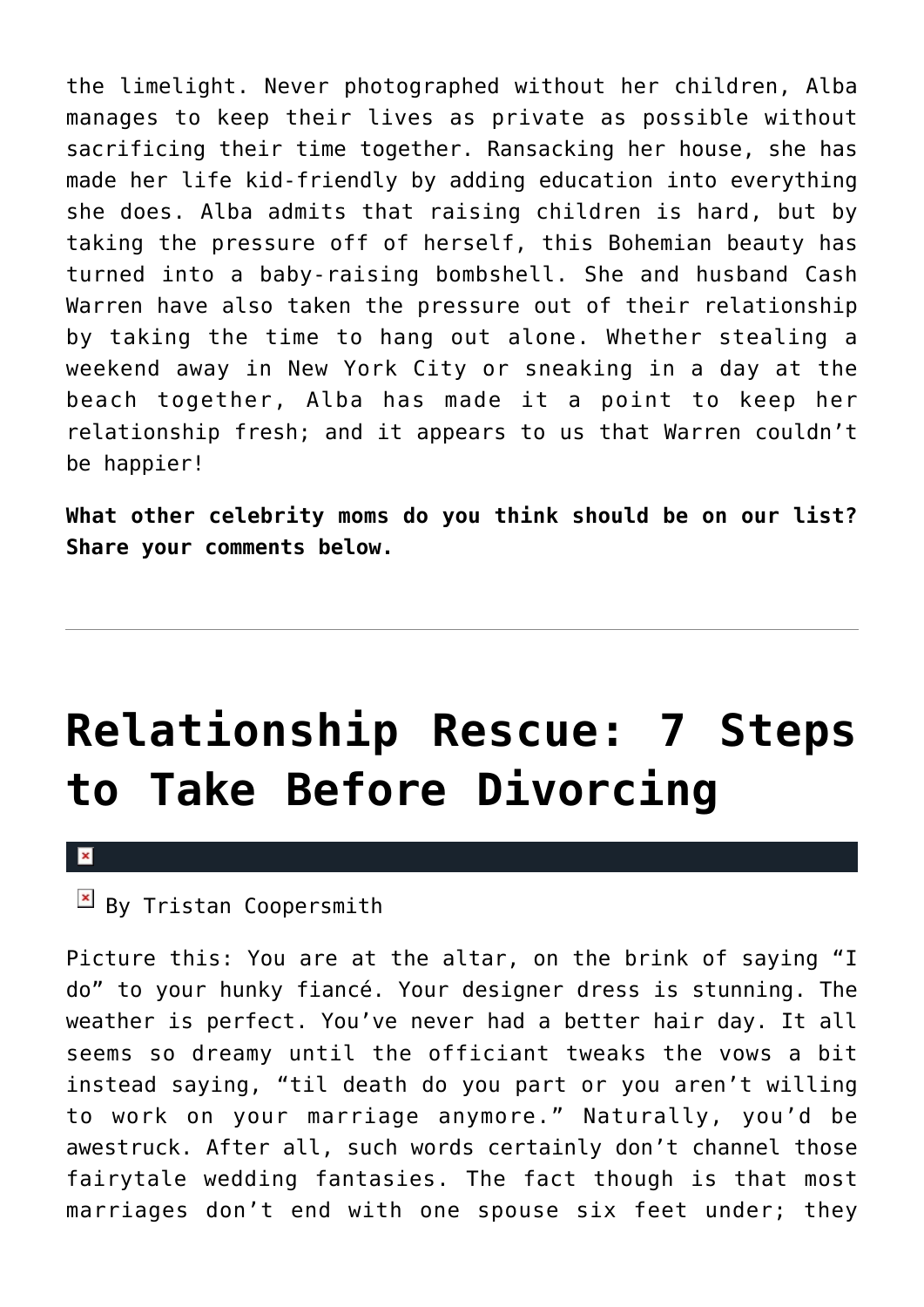the limelight. Never photographed without her children, Alba manages to keep their lives as private as possible without sacrificing their time together. Ransacking her house, she has made her life kid-friendly by adding education into everything she does. Alba admits that raising children is hard, but by taking the pressure off of herself, this Bohemian beauty has turned into a baby-raising bombshell. She and husband Cash Warren have also taken the pressure out of their relationship by taking the time to hang out alone. Whether stealing a weekend away in New York City or sneaking in a day at the beach together, Alba has made it a point to keep her relationship fresh; and it appears to us that Warren couldn't be happier!

**What other celebrity moms do you think should be on our list? Share your comments below.**

---

# Relationship Rescue: 7 Steps to Take Before Divorcing

By Tristan Coopersmith

Picture this: You are at the altar, on the brink of saying "I do" to your hunky fiancé. Your designer dress is stunning. The weather is perfect. You've never had a better hair day. It all seems so dreamy until the officiant tweaks the vows a bit instead saying, "til death do you part or you aren't willing to work on your marriage anymore." Naturally, you'd be awestruck. After all, such words certainly don't channel those fairytale wedding fantasies. The fact though is that most marriages don't end with one spouse six feet under; they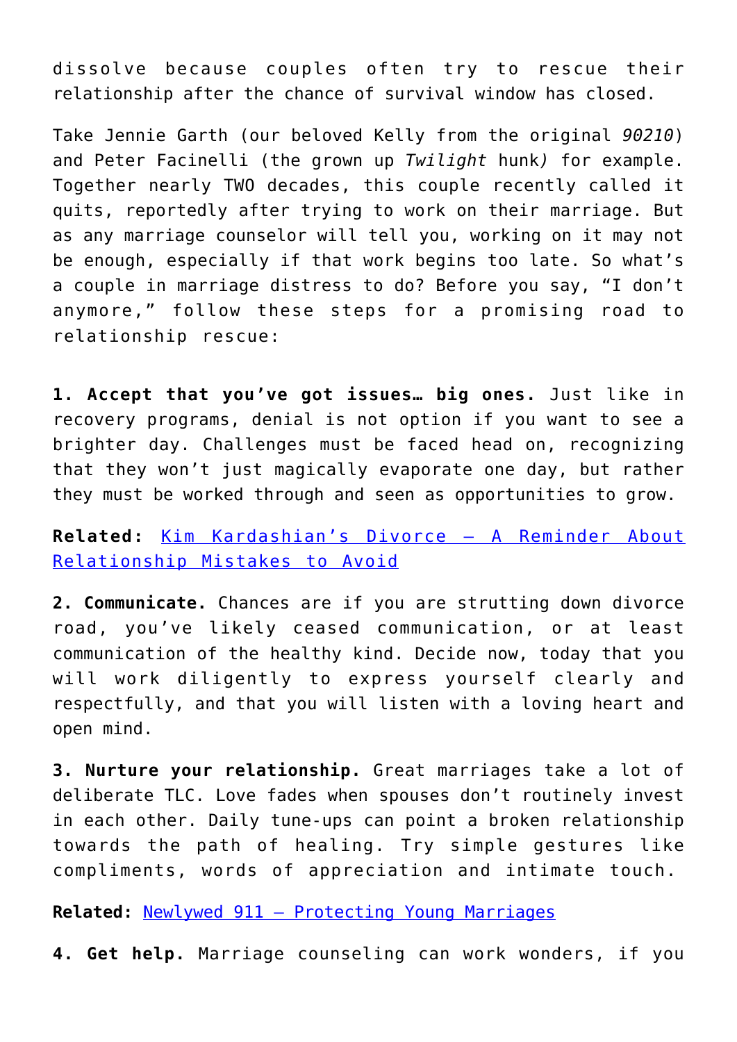dissolve because couples often try to rescue their relationship after the chance of survival window has closed.

Take Jennie Garth (our beloved Kelly from the original *90210*) and Peter Facinelli (the grown up *Twilight* hunk*)* for example. Together nearly TWO decades, this couple recently called it quits, reportedly after trying to work on their marriage. But as any marriage counselor will tell you, working on it may not be enough, especially if that work begins too late. So what's a couple in marriage distress to do? Before you say, "I don't anymore," follow these steps for a promising road to relationship rescue:

**1. Accept that you've got issues… big ones.** Just like in recovery programs, denial is not option if you want to see a brighter day. Challenges must be faced head on, recognizing that they won't just magically evaporate one day, but rather they must be worked through and seen as opportunities to grow.

**Related:** Kim Kardashian's Divorce – A Reminder About Relationship Mistakes to Avoid

**2. Communicate.** Chances are if you are strutting down divorce road, you've likely ceased communication, or at least communication of the healthy kind. Decide now, today that you will work diligently to express yourself clearly and respectfully, and that you will listen with a loving heart and open mind.

**3. Nurture your relationship.** Great marriages take a lot of deliberate TLC. Love fades when spouses don't routinely invest in each other. Daily tune-ups can point a broken relationship towards the path of healing. Try simple gestures like compliments, words of appreciation and intimate touch.

**Related:** Newlywed 911 – Protecting Young Marriages

**4. Get help.** Marriage counseling can work wonders, if you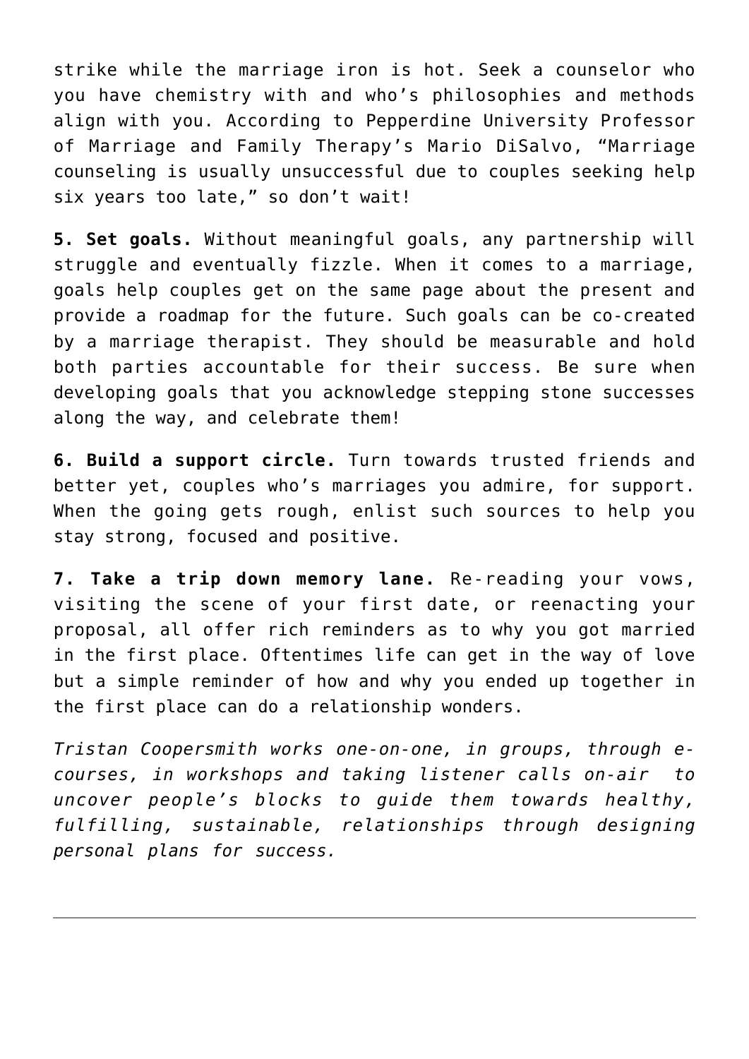strike while the marriage iron is hot. Seek a counselor who you have chemistry with and who's philosophies and methods align with you. According to Pepperdine University Professor of Marriage and Family Therapy's Mario DiSalvo, "Marriage counseling is usually unsuccessful due to couples seeking help six years too late," so don't wait!

**5. Set goals.** Without meaningful goals, any partnership will struggle and eventually fizzle. When it comes to a marriage, goals help couples get on the same page about the present and provide a roadmap for the future. Such goals can be co-created by a marriage therapist. They should be measurable and hold both parties accountable for their success. Be sure when developing goals that you acknowledge stepping stone successes along the way, and celebrate them!

**6. Build a support circle.** Turn towards trusted friends and better yet, couples who's marriages you admire, for support. When the going gets rough, enlist such sources to help you stay strong, focused and positive.

**7. Take a trip down memory lane.** Re-reading your vows, visiting the scene of your first date, or reenacting your proposal, all offer rich reminders as to why you got married in the first place. Oftentimes life can get in the way of love but a simple reminder of how and why you ended up together in the first place can do a relationship wonders.

*Tristan Coopersmith works one-on-one, in groups, through e-courses, in workshops and taking listener calls on-air to uncover people's blocks to guide them towards healthy, fulfilling, sustainable, relationships through designing personal plans for success.*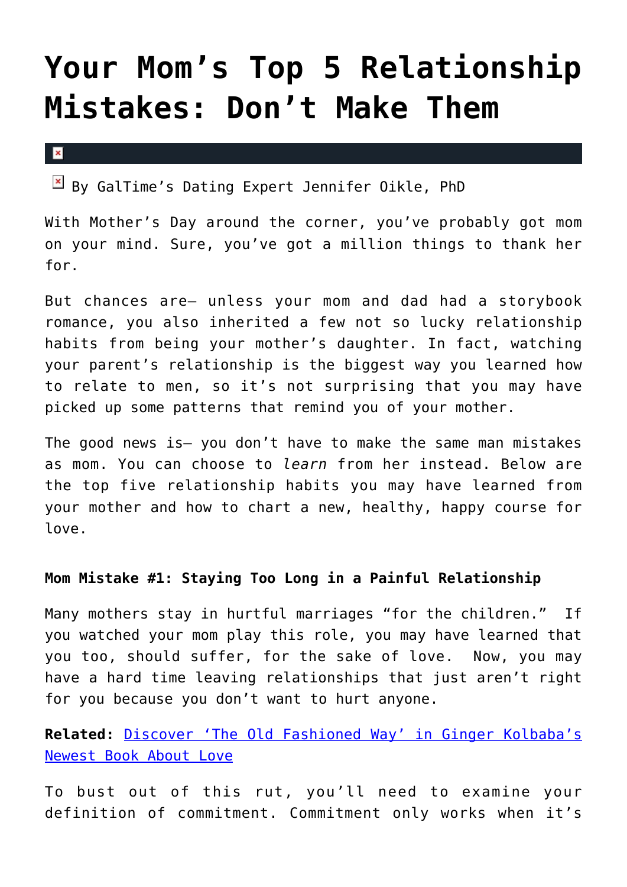# Your Mom's Top 5 Relationship Mistakes: Don't Make Them

By GalTime's Dating Expert Jennifer Oikle, PhD

With Mother's Day around the corner, you've probably got mom on your mind. Sure, you've got a million things to thank her for.

But chances are– unless your mom and dad had a storybook romance, you also inherited a few not so lucky relationship habits from being your mother's daughter. In fact, watching your parent's relationship is the biggest way you learned how to relate to men, so it's not surprising that you may have picked up some patterns that remind you of your mother.

The good news is– you don't have to make the same man mistakes as mom. You can choose to *learn* from her instead. Below are the top five relationship habits you may have learned from your mother and how to chart a new, healthy, happy course for love.

**Mom Mistake #1: Staying Too Long in a Painful Relationship**

Many mothers stay in hurtful marriages "for the children." If you watched your mom play this role, you may have learned that you too, should suffer, for the sake of love. Now, you may have a hard time leaving relationships that just aren't right for you because you don't want to hurt anyone.

**Related:** Discover 'The Old Fashioned Way' in Ginger Kolbaba's Newest Book About Love

To bust out of this rut, you'll need to examine your definition of commitment. Commitment only works when it's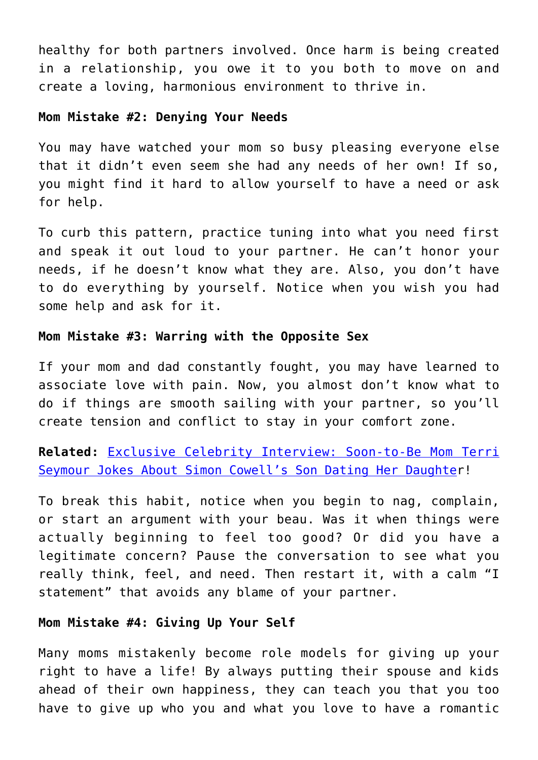healthy for both partners involved. Once harm is being created in a relationship, you owe it to you both to move on and create a loving, harmonious environment to thrive in.

**Mom Mistake #2: Denying Your Needs**

You may have watched your mom so busy pleasing everyone else that it didn't even seem she had any needs of her own! If so, you might find it hard to allow yourself to have a need or ask for help.

To curb this pattern, practice tuning into what you need first and speak it out loud to your partner. He can't honor your needs, if he doesn't know what they are. Also, you don't have to do everything by yourself. Notice when you wish you had some help and ask for it.

**Mom Mistake #3: Warring with the Opposite Sex**

If your mom and dad constantly fought, you may have learned to associate love with pain. Now, you almost don't know what to do if things are smooth sailing with your partner, so you'll create tension and conflict to stay in your comfort zone.

**Related:** Exclusive Celebrity Interview: Soon-to-Be Mom Terri Seymour Jokes About Simon Cowell's Son Dating Her Daughter!

To break this habit, notice when you begin to nag, complain, or start an argument with your beau. Was it when things were actually beginning to feel too good? Or did you have a legitimate concern? Pause the conversation to see what you really think, feel, and need. Then restart it, with a calm "I statement" that avoids any blame of your partner.

**Mom Mistake #4: Giving Up Your Self**

Many moms mistakenly become role models for giving up your right to have a life! By always putting their spouse and kids ahead of their own happiness, they can teach you that you too have to give up who you and what you love to have a romantic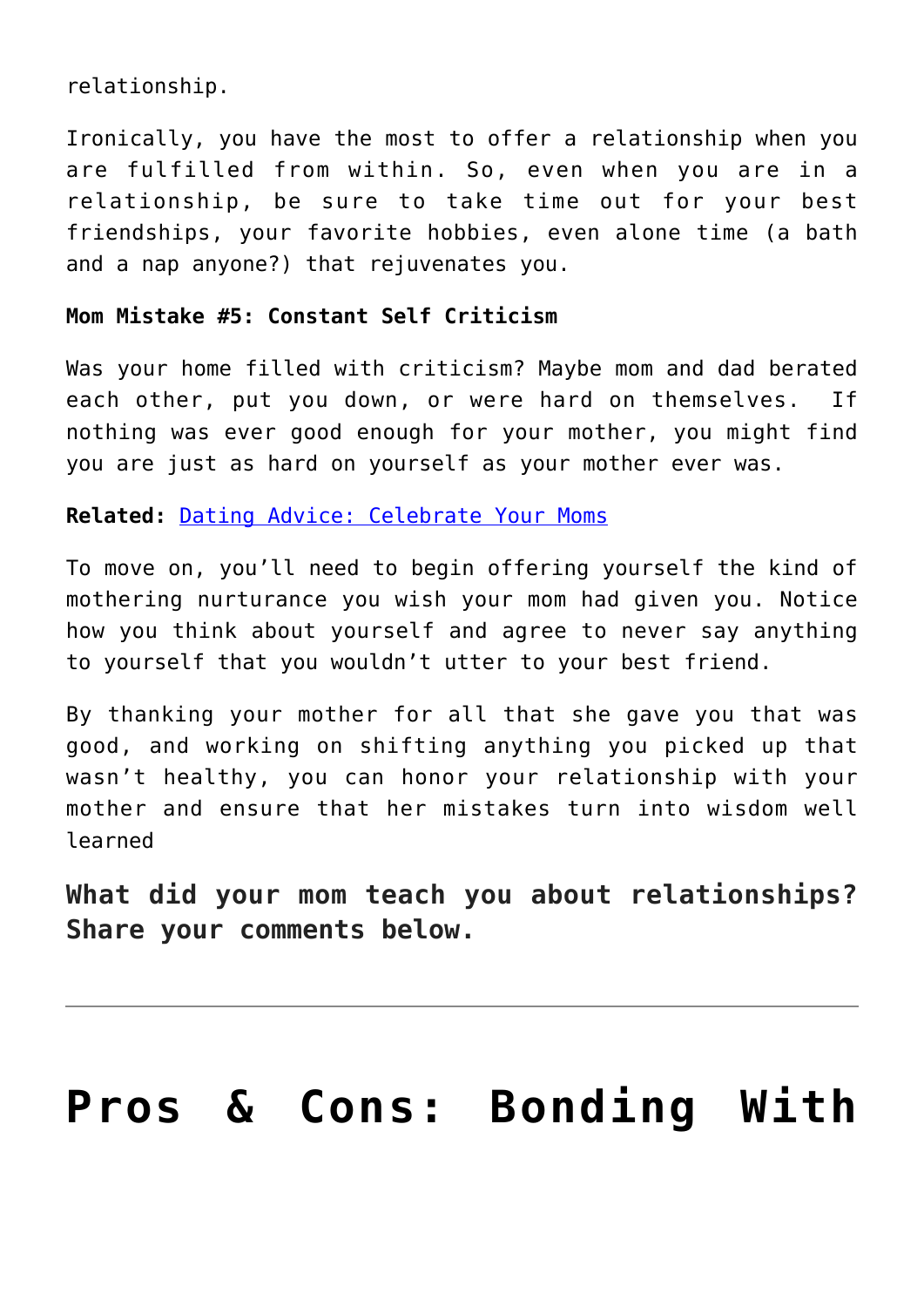relationship.

Ironically, you have the most to offer a relationship when you are fulfilled from within. So, even when you are in a relationship, be sure to take time out for your best friendships, your favorite hobbies, even alone time (a bath and a nap anyone?) that rejuvenates you.

**Mom Mistake #5: Constant Self Criticism**

Was your home filled with criticism? Maybe mom and dad berated each other, put you down, or were hard on themselves. If nothing was ever good enough for your mother, you might find you are just as hard on yourself as your mother ever was.

**Related:** Dating Advice: Celebrate Your Moms

To move on, you'll need to begin offering yourself the kind of mothering nurturance you wish your mom had given you. Notice how you think about yourself and agree to never say anything to yourself that you wouldn't utter to your best friend.

By thanking your mother for all that she gave you that was good, and working on shifting anything you picked up that wasn't healthy, you can honor your relationship with your mother and ensure that her mistakes turn into wisdom well learned

**What did your mom teach you about relationships? Share your comments below.**

---

# Pros & Cons: Bonding With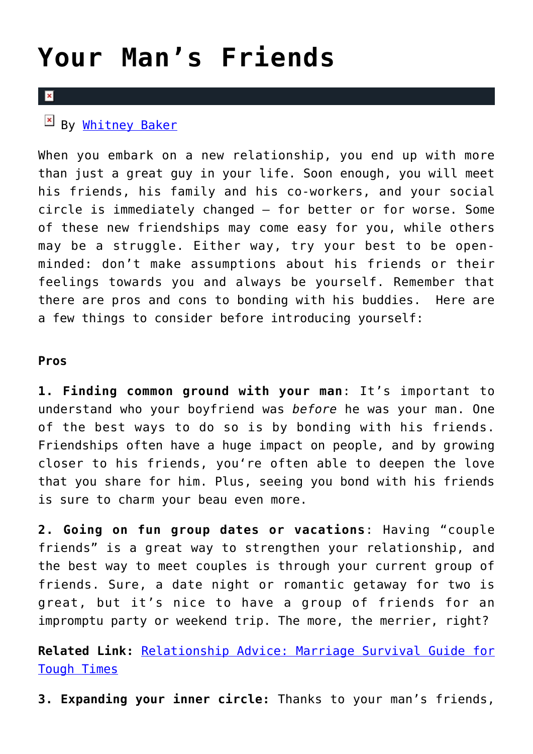# Your Man's Friends

By Whitney Baker

When you embark on a new relationship, you end up with more than just a great guy in your life. Soon enough, you will meet his friends, his family and his co-workers, and your social circle is immediately changed – for better or for worse. Some of these new friendships may come easy for you, while others may be a struggle. Either way, try your best to be open-minded: don't make assumptions about his friends or their feelings towards you and always be yourself. Remember that there are pros and cons to bonding with his buddies.  Here are a few things to consider before introducing yourself:

**Pros**

**1. Finding common ground with your man**: It's important to understand who your boyfriend was *before* he was your man. One of the best ways to do so is by bonding with his friends. Friendships often have a huge impact on people, and by growing closer to his friends, you're often able to deepen the love that you share for him. Plus, seeing you bond with his friends is sure to charm your beau even more.

**2. Going on fun group dates or vacations**: Having "couple friends" is a great way to strengthen your relationship, and the best way to meet couples is through your current group of friends. Sure, a date night or romantic getaway for two is great, but it's nice to have a group of friends for an impromptu party or weekend trip. The more, the merrier, right?

**Related Link:** Relationship Advice: Marriage Survival Guide for Tough Times

**3. Expanding your inner circle:** Thanks to your man's friends,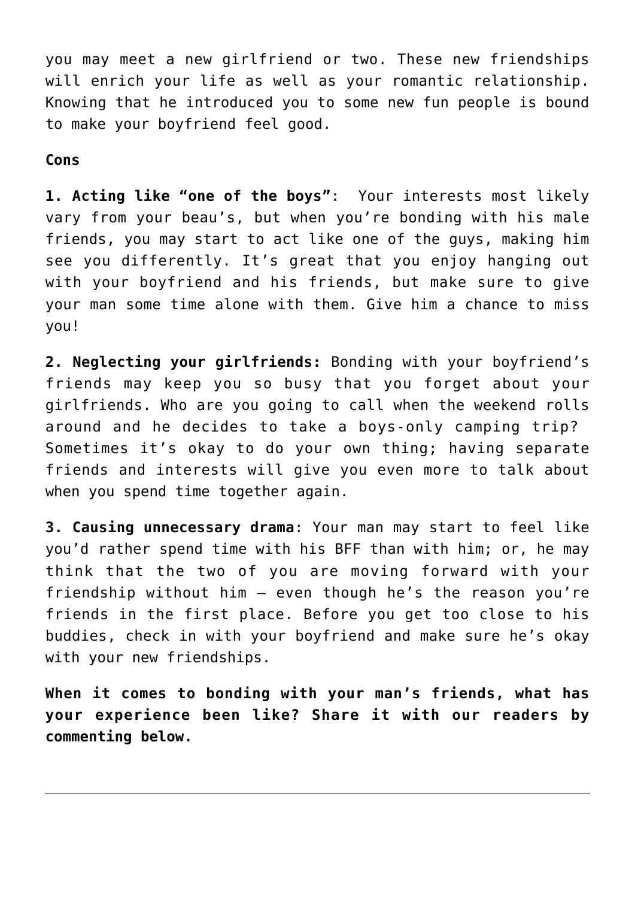you may meet a new girlfriend or two. These new friendships will enrich your life as well as your romantic relationship. Knowing that he introduced you to some new fun people is bound to make your boyfriend feel good.

**Cons**

**1. Acting like "one of the boys"**: Your interests most likely vary from your beau's, but when you're bonding with his male friends, you may start to act like one of the guys, making him see you differently. It's great that you enjoy hanging out with your boyfriend and his friends, but make sure to give your man some time alone with them. Give him a chance to miss you!

**2. Neglecting your girlfriends:** Bonding with your boyfriend's friends may keep you so busy that you forget about your girlfriends. Who are you going to call when the weekend rolls around and he decides to take a boys-only camping trip? Sometimes it's okay to do your own thing; having separate friends and interests will give you even more to talk about when you spend time together again.

**3. Causing unnecessary drama**: Your man may start to feel like you'd rather spend time with his BFF than with him; or, he may think that the two of you are moving forward with your friendship without him — even though he's the reason you're friends in the first place. Before you get too close to his buddies, check in with your boyfriend and make sure he's okay with your new friendships.

**When it comes to bonding with your man's friends, what has your experience been like? Share it with our readers by commenting below.**

---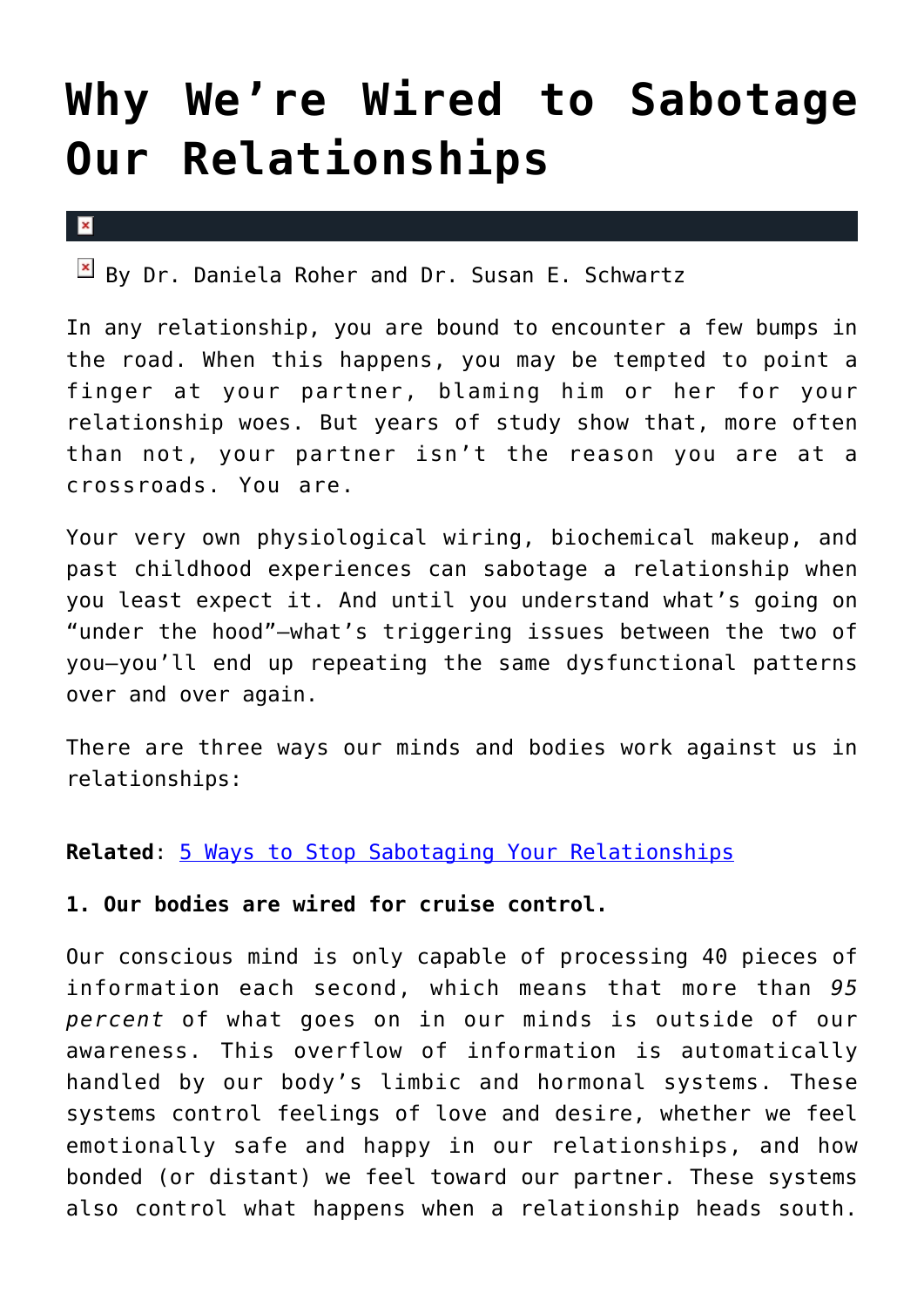# Why We're Wired to Sabotage Our Relationships

By Dr. Daniela Roher and Dr. Susan E. Schwartz

In any relationship, you are bound to encounter a few bumps in the road. When this happens, you may be tempted to point a finger at your partner, blaming him or her for your relationship woes. But years of study show that, more often than not, your partner isn't the reason you are at a crossroads. You are.

Your very own physiological wiring, biochemical makeup, and past childhood experiences can sabotage a relationship when you least expect it. And until you understand what's going on "under the hood"—what's triggering issues between the two of you—you'll end up repeating the same dysfunctional patterns over and over again.

There are three ways our minds and bodies work against us in relationships:

**Related**: [5 Ways to Stop Sabotaging Your Relationships]

**1. Our bodies are wired for cruise control.**

Our conscious mind is only capable of processing 40 pieces of information each second, which means that more than *95 percent* of what goes on in our minds is outside of our awareness. This overflow of information is automatically handled by our body's limbic and hormonal systems. These systems control feelings of love and desire, whether we feel emotionally safe and happy in our relationships, and how bonded (or distant) we feel toward our partner. These systems also control what happens when a relationship heads south.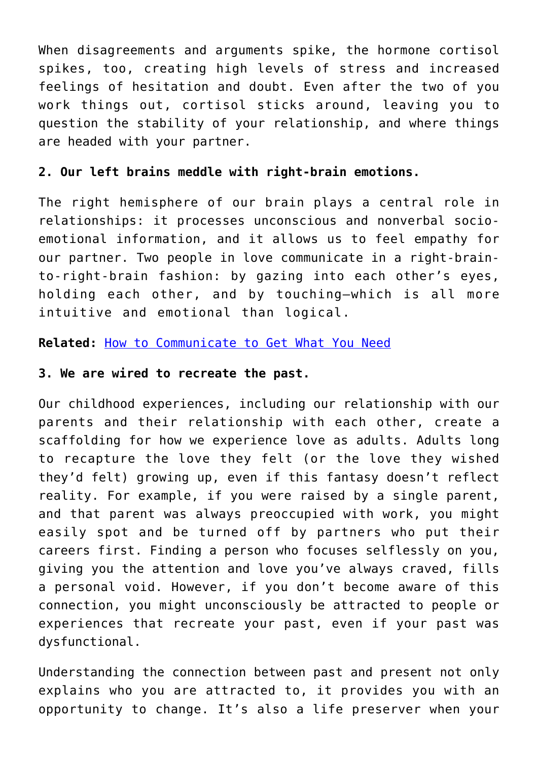When disagreements and arguments spike, the hormone cortisol spikes, too, creating high levels of stress and increased feelings of hesitation and doubt. Even after the two of you work things out, cortisol sticks around, leaving you to question the stability of your relationship, and where things are headed with your partner.

**2. Our left brains meddle with right-brain emotions.**

The right hemisphere of our brain plays a central role in relationships: it processes unconscious and nonverbal socio-emotional information, and it allows us to feel empathy for our partner. Two people in love communicate in a right-brain-to-right-brain fashion: by gazing into each other's eyes, holding each other, and by touching—which is all more intuitive and emotional than logical.

**Related:** [How to Communicate to Get What You Need]()

**3. We are wired to recreate the past.**

Our childhood experiences, including our relationship with our parents and their relationship with each other, create a scaffolding for how we experience love as adults. Adults long to recapture the love they felt (or the love they wished they'd felt) growing up, even if this fantasy doesn't reflect reality. For example, if you were raised by a single parent, and that parent was always preoccupied with work, you might easily spot and be turned off by partners who put their careers first. Finding a person who focuses selflessly on you, giving you the attention and love you've always craved, fills a personal void. However, if you don't become aware of this connection, you might unconsciously be attracted to people or experiences that recreate your past, even if your past was dysfunctional.

Understanding the connection between past and present not only explains who you are attracted to, it provides you with an opportunity to change. It's also a life preserver when your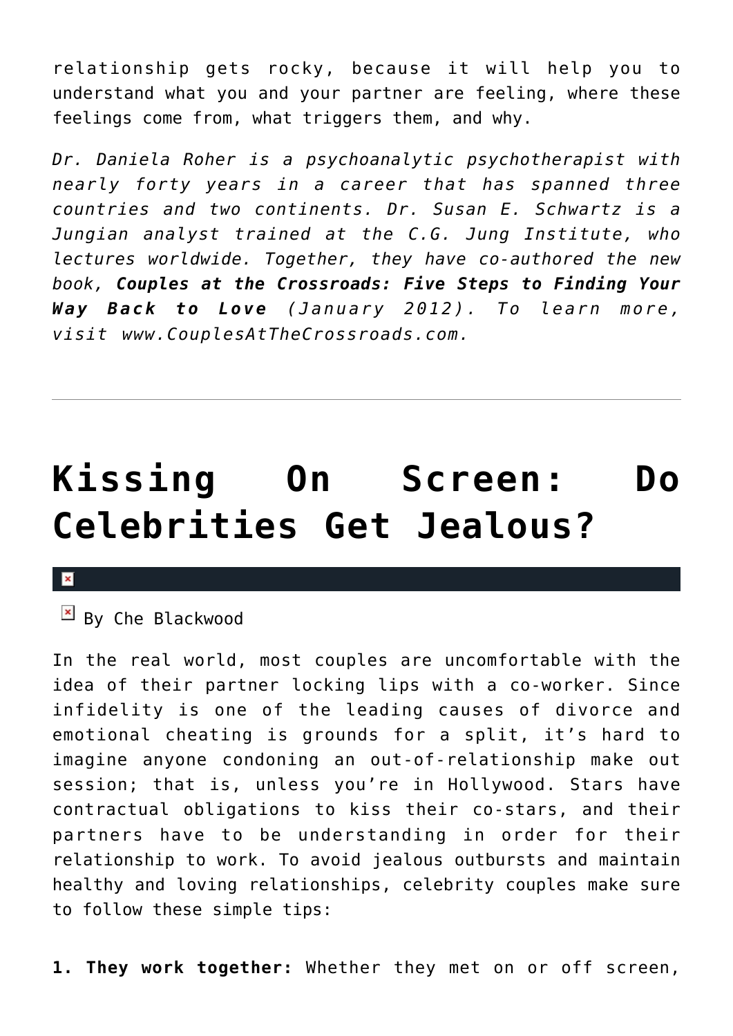relationship gets rocky, because it will help you to understand what you and your partner are feeling, where these feelings come from, what triggers them, and why.

*Dr. Daniela Roher is a psychoanalytic psychotherapist with nearly forty years in a career that has spanned three countries and two continents. Dr. Susan E. Schwartz is a Jungian analyst trained at the C.G. Jung Institute, who lectures worldwide. Together, they have co-authored the new book,* ***Couples at the Crossroads: Five Steps to Finding Your Way Back to Love*** *(January 2012). To learn more, visit www.CouplesAtTheCrossroads.com.*

---

# Kissing On Screen: Do Celebrities Get Jealous?

By Che Blackwood

In the real world, most couples are uncomfortable with the idea of their partner locking lips with a co-worker. Since infidelity is one of the leading causes of divorce and emotional cheating is grounds for a split, it's hard to imagine anyone condoning an out-of-relationship make out session; that is, unless you're in Hollywood. Stars have contractual obligations to kiss their co-stars, and their partners have to be understanding in order for their relationship to work. To avoid jealous outbursts and maintain healthy and loving relationships, celebrity couples make sure to follow these simple tips:

**1. They work together:** Whether they met on or off screen,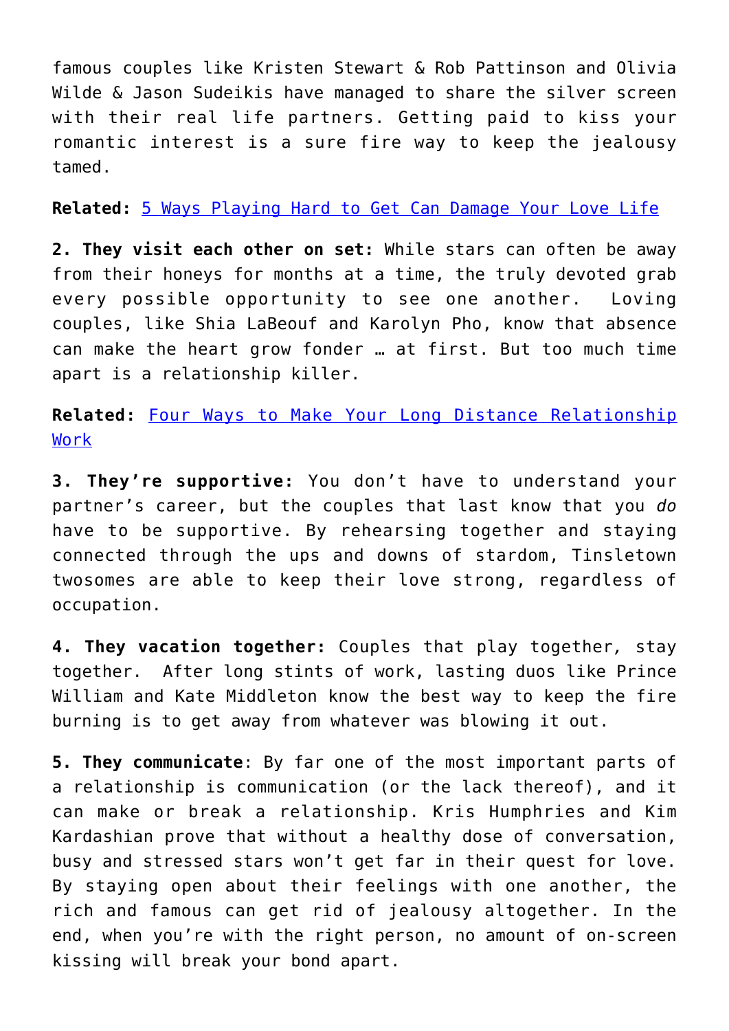famous couples like Kristen Stewart & Rob Pattinson and Olivia Wilde & Jason Sudeikis have managed to share the silver screen with their real life partners. Getting paid to kiss your romantic interest is a sure fire way to keep the jealousy tamed.

**Related:** [5 Ways Playing Hard to Get Can Damage Your Love Life]()

**2. They visit each other on set:** While stars can often be away from their honeys for months at a time, the truly devoted grab every possible opportunity to see one another. Loving couples, like Shia LaBeouf and Karolyn Pho, know that absence can make the heart grow fonder … at first. But too much time apart is a relationship killer.

**Related:** [Four Ways to Make Your Long Distance Relationship Work]()

**3. They're supportive:** You don't have to understand your partner's career, but the couples that last know that you *do* have to be supportive. By rehearsing together and staying connected through the ups and downs of stardom, Tinsletown twosomes are able to keep their love strong, regardless of occupation.

**4. They vacation together:** Couples that play together, stay together. After long stints of work, lasting duos like Prince William and Kate Middleton know the best way to keep the fire burning is to get away from whatever was blowing it out.

**5. They communicate**: By far one of the most important parts of a relationship is communication (or the lack thereof), and it can make or break a relationship. Kris Humphries and Kim Kardashian prove that without a healthy dose of conversation, busy and stressed stars won't get far in their quest for love. By staying open about their feelings with one another, the rich and famous can get rid of jealousy altogether. In the end, when you're with the right person, no amount of on-screen kissing will break your bond apart.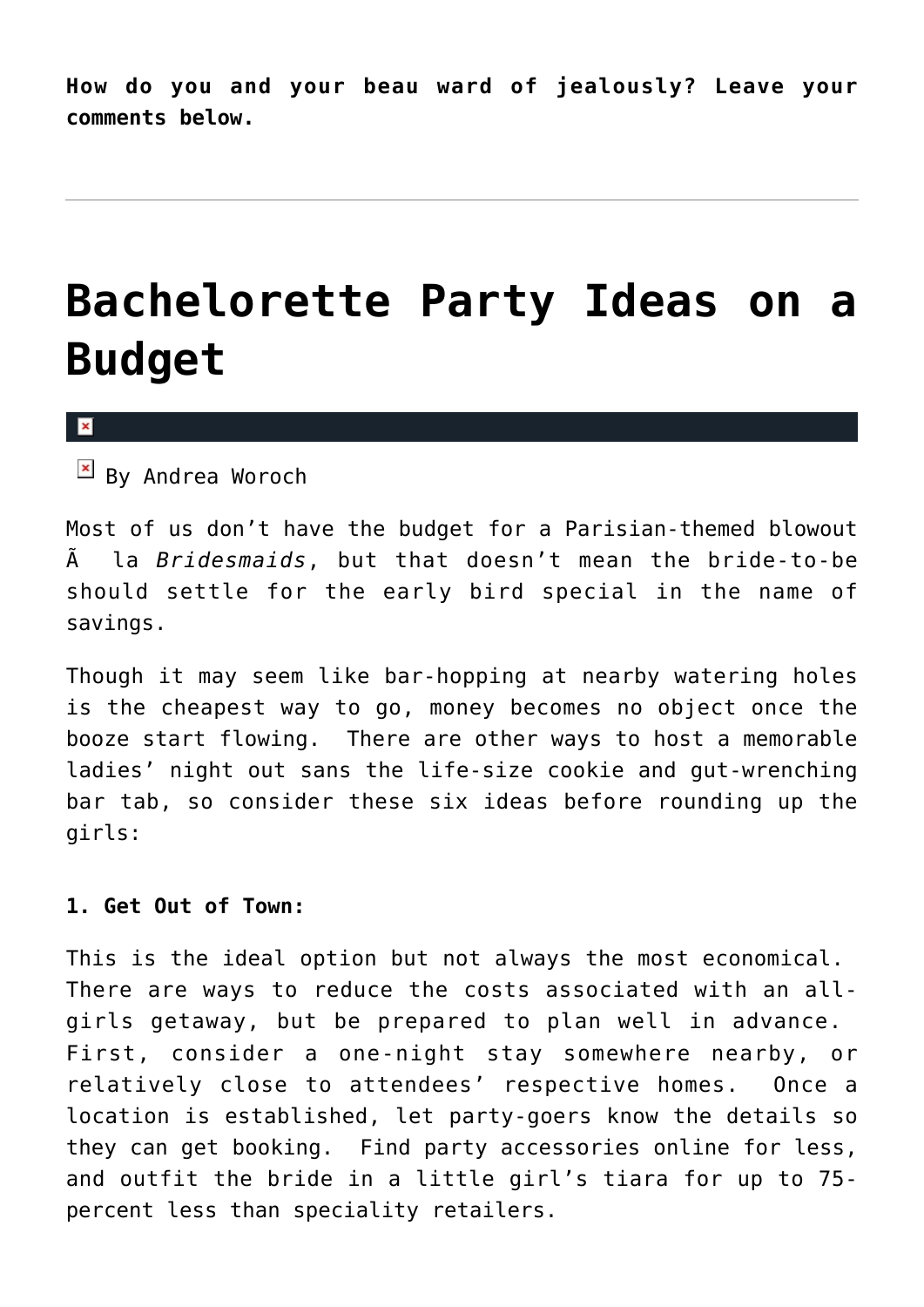**How do you and your beau ward of jealously? Leave your comments below.**

---

# Bachelorette Party Ideas on a Budget

By Andrea Woroch

Most of us don't have the budget for a Parisian-themed blowout Ã  la *Bridesmaids*, but that doesn't mean the bride-to-be should settle for the early bird special in the name of savings.

Though it may seem like bar-hopping at nearby watering holes is the cheapest way to go, money becomes no object once the booze start flowing. There are other ways to host a memorable ladies' night out sans the life-size cookie and gut-wrenching bar tab, so consider these six ideas before rounding up the girls:

**1. Get Out of Town:**

This is the ideal option but not always the most economical. There are ways to reduce the costs associated with an all-girls getaway, but be prepared to plan well in advance. First, consider a one-night stay somewhere nearby, or relatively close to attendees' respective homes. Once a location is established, let party-goers know the details so they can get booking. Find party accessories online for less, and outfit the bride in a little girl's tiara for up to 75-percent less than speciality retailers.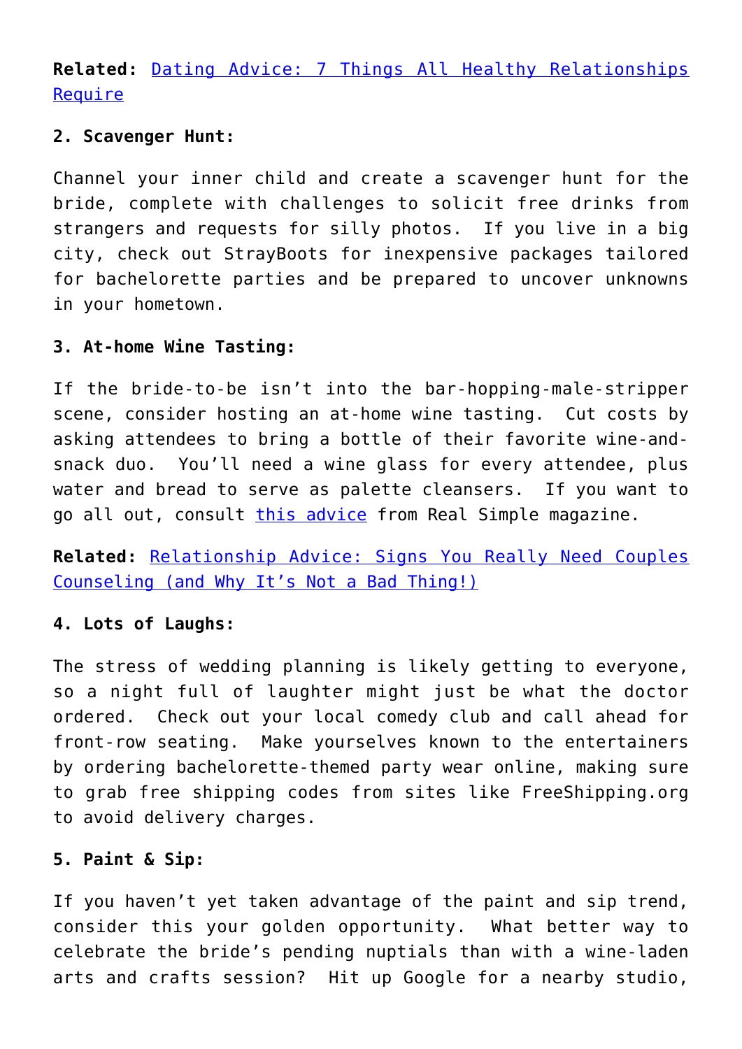**Related:** Dating Advice: 7 Things All Healthy Relationships Require

**2. Scavenger Hunt:**

Channel your inner child and create a scavenger hunt for the bride, complete with challenges to solicit free drinks from strangers and requests for silly photos. If you live in a big city, check out StrayBoots for inexpensive packages tailored for bachelorette parties and be prepared to uncover unknowns in your hometown.

**3. At-home Wine Tasting:**

If the bride-to-be isn't into the bar-hopping-male-stripper scene, consider hosting an at-home wine tasting. Cut costs by asking attendees to bring a bottle of their favorite wine-and-snack duo. You'll need a wine glass for every attendee, plus water and bread to serve as palette cleansers. If you want to go all out, consult this advice from Real Simple magazine.

**Related:** Relationship Advice: Signs You Really Need Couples Counseling (and Why It's Not a Bad Thing!)

**4. Lots of Laughs:**

The stress of wedding planning is likely getting to everyone, so a night full of laughter might just be what the doctor ordered. Check out your local comedy club and call ahead for front-row seating. Make yourselves known to the entertainers by ordering bachelorette-themed party wear online, making sure to grab free shipping codes from sites like FreeShipping.org to avoid delivery charges.

**5. Paint & Sip:**

If you haven't yet taken advantage of the paint and sip trend, consider this your golden opportunity. What better way to celebrate the bride's pending nuptials than with a wine-laden arts and crafts session? Hit up Google for a nearby studio,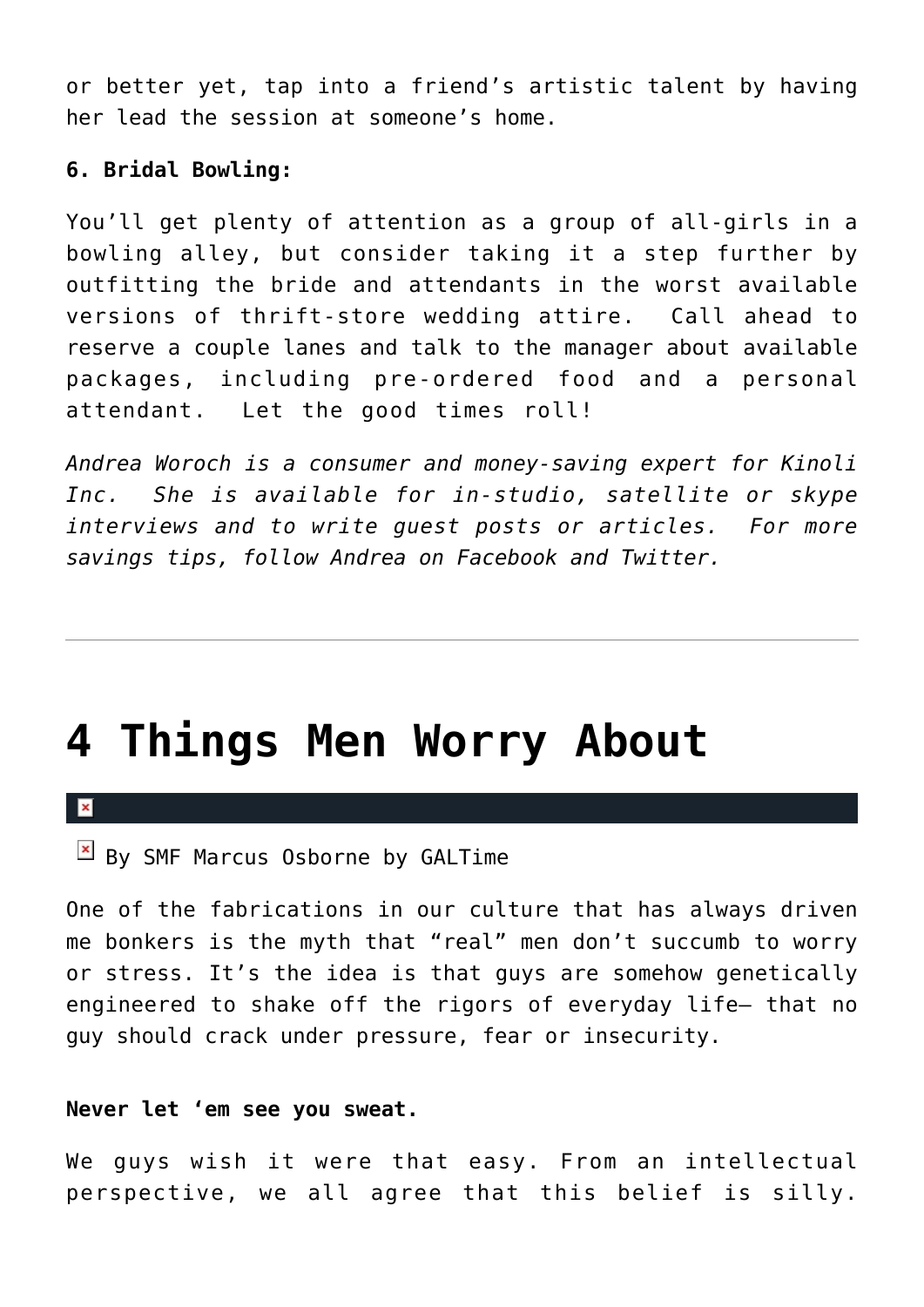or better yet, tap into a friend's artistic talent by having her lead the session at someone's home.

**6. Bridal Bowling:**

You'll get plenty of attention as a group of all-girls in a bowling alley, but consider taking it a step further by outfitting the bride and attendants in the worst available versions of thrift-store wedding attire. Call ahead to reserve a couple lanes and talk to the manager about available packages, including pre-ordered food and a personal attendant. Let the good times roll!

*Andrea Woroch is a consumer and money-saving expert for Kinoli Inc. She is available for in-studio, satellite or skype interviews and to write guest posts or articles. For more savings tips, follow Andrea on Facebook and Twitter.*

---

# 4 Things Men Worry About

By SMF Marcus Osborne by GALTime

One of the fabrications in our culture that has always driven me bonkers is the myth that "real" men don't succumb to worry or stress. It's the idea is that guys are somehow genetically engineered to shake off the rigors of everyday life— that no guy should crack under pressure, fear or insecurity.

**Never let 'em see you sweat.**

We guys wish it were that easy. From an intellectual perspective, we all agree that this belief is silly.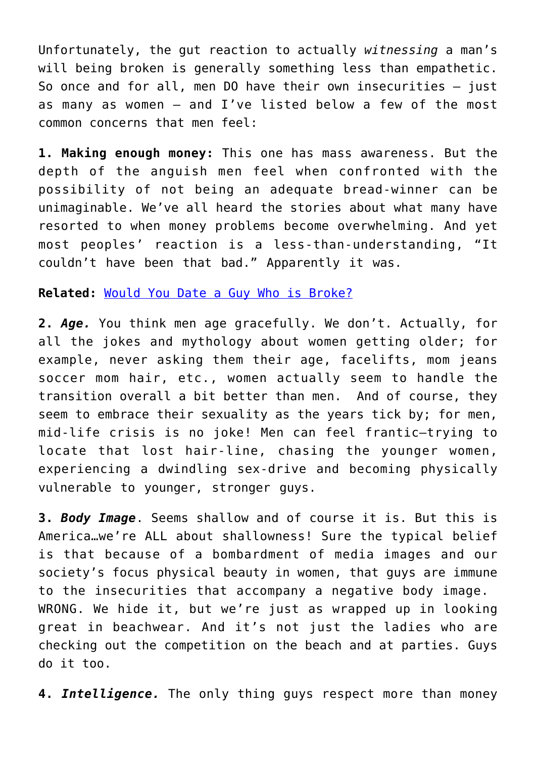Unfortunately, the gut reaction to actually *witnessing* a man's will being broken is generally something less than empathetic. So once and for all, men DO have their own insecurities – just as many as women – and I've listed below a few of the most common concerns that men feel:

**1. Making enough money:** This one has mass awareness. But the depth of the anguish men feel when confronted with the possibility of not being an adequate bread-winner can be unimaginable. We've all heard the stories about what many have resorted to when money problems become overwhelming. And yet most peoples' reaction is a less-than-understanding, "It couldn't have been that bad." Apparently it was.

**Related:** Would You Date a Guy Who is Broke?

**2. *Age.*** You think men age gracefully. We don't. Actually, for all the jokes and mythology about women getting older; for example, never asking them their age, facelifts, mom jeans soccer mom hair, etc., women actually seem to handle the transition overall a bit better than men. And of course, they seem to embrace their sexuality as the years tick by; for men, mid-life crisis is no joke! Men can feel frantic–trying to locate that lost hair-line, chasing the younger women, experiencing a dwindling sex-drive and becoming physically vulnerable to younger, stronger guys.

**3. *Body Image*.** Seems shallow and of course it is. But this is America…we're ALL about shallowness! Sure the typical belief is that because of a bombardment of media images and our society's focus physical beauty in women, that guys are immune to the insecurities that accompany a negative body image. WRONG. We hide it, but we're just as wrapped up in looking great in beachwear. And it's not just the ladies who are checking out the competition on the beach and at parties. Guys do it too.

**4. *Intelligence.*** The only thing guys respect more than money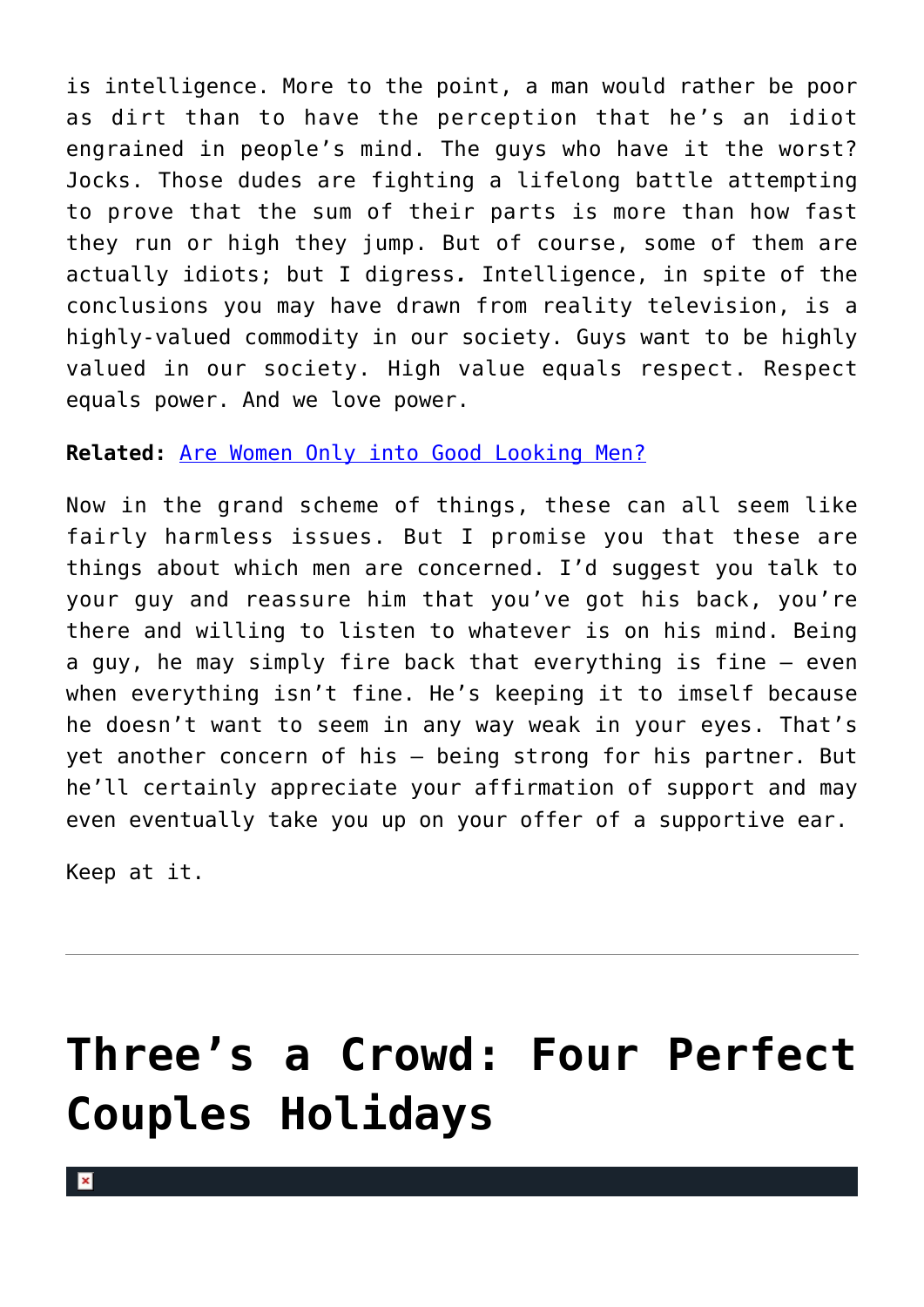is intelligence. More to the point, a man would rather be poor as dirt than to have the perception that he's an idiot engrained in people's mind. The guys who have it the worst? Jocks. Those dudes are fighting a lifelong battle attempting to prove that the sum of their parts is more than how fast they run or high they jump. But of course, some of them are actually idiots; but I digress*.* Intelligence, in spite of the conclusions you may have drawn from reality television, is a highly-valued commodity in our society. Guys want to be highly valued in our society. High value equals respect. Respect equals power. And we love power.

**Related:** [Are Women Only into Good Looking Men?]

Now in the grand scheme of things, these can all seem like fairly harmless issues. But I promise you that these are things about which men are concerned. I'd suggest you talk to your guy and reassure him that you've got his back, you're there and willing to listen to whatever is on his mind. Being a guy, he may simply fire back that everything is fine – even when everything isn't fine. He's keeping it to imself because he doesn't want to seem in any way weak in your eyes. That's yet another concern of his – being strong for his partner. But he'll certainly appreciate your affirmation of support and may even eventually take you up on your offer of a supportive ear.

Keep at it.

---

# Three's a Crowd: Four Perfect Couples Holidays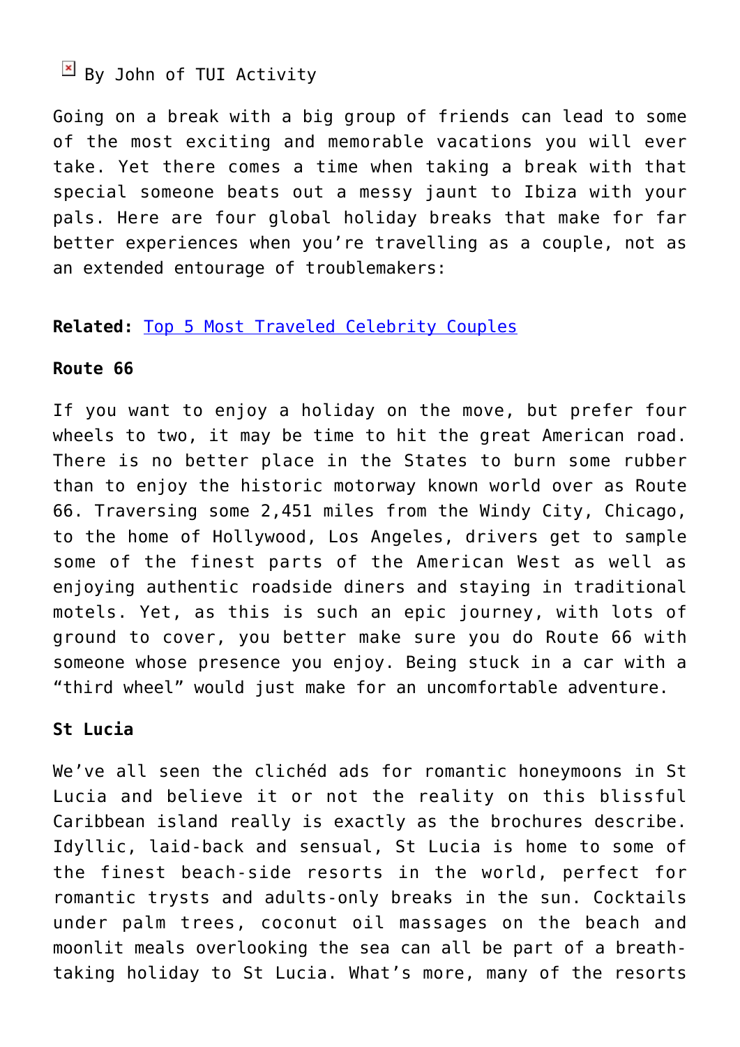By John of TUI Activity

Going on a break with a big group of friends can lead to some of the most exciting and memorable vacations you will ever take. Yet there comes a time when taking a break with that special someone beats out a messy jaunt to Ibiza with your pals. Here are four global holiday breaks that make for far better experiences when you're travelling as a couple, not as an extended entourage of troublemakers:

**Related:** Top 5 Most Traveled Celebrity Couples

**Route 66**

If you want to enjoy a holiday on the move, but prefer four wheels to two, it may be time to hit the great American road. There is no better place in the States to burn some rubber than to enjoy the historic motorway known world over as Route 66. Traversing some 2,451 miles from the Windy City, Chicago, to the home of Hollywood, Los Angeles, drivers get to sample some of the finest parts of the American West as well as enjoying authentic roadside diners and staying in traditional motels. Yet, as this is such an epic journey, with lots of ground to cover, you better make sure you do Route 66 with someone whose presence you enjoy. Being stuck in a car with a "third wheel" would just make for an uncomfortable adventure.

**St Lucia**

We've all seen the clichéd ads for romantic honeymoons in St Lucia and believe it or not the reality on this blissful Caribbean island really is exactly as the brochures describe. Idyllic, laid-back and sensual, St Lucia is home to some of the finest beach-side resorts in the world, perfect for romantic trysts and adults-only breaks in the sun. Cocktails under palm trees, coconut oil massages on the beach and moonlit meals overlooking the sea can all be part of a breath-taking holiday to St Lucia. What's more, many of the resorts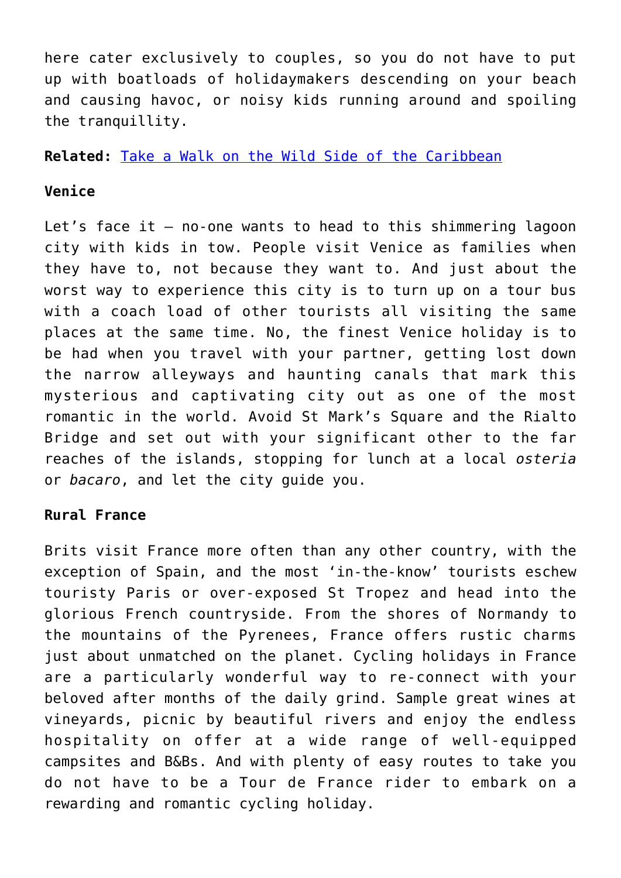here cater exclusively to couples, so you do not have to put up with boatloads of holidaymakers descending on your beach and causing havoc, or noisy kids running around and spoiling the tranquillity.

**Related:** [Take a Walk on the Wild Side of the Caribbean]()

**Venice**

Let's face it – no-one wants to head to this shimmering lagoon city with kids in tow. People visit Venice as families when they have to, not because they want to. And just about the worst way to experience this city is to turn up on a tour bus with a coach load of other tourists all visiting the same places at the same time. No, the finest Venice holiday is to be had when you travel with your partner, getting lost down the narrow alleyways and haunting canals that mark this mysterious and captivating city out as one of the most romantic in the world. Avoid St Mark's Square and the Rialto Bridge and set out with your significant other to the far reaches of the islands, stopping for lunch at a local *osteria* or *bacaro*, and let the city guide you.

**Rural France**

Brits visit France more often than any other country, with the exception of Spain, and the most 'in-the-know' tourists eschew touristy Paris or over-exposed St Tropez and head into the glorious French countryside. From the shores of Normandy to the mountains of the Pyrenees, France offers rustic charms just about unmatched on the planet. Cycling holidays in France are a particularly wonderful way to re-connect with your beloved after months of the daily grind. Sample great wines at vineyards, picnic by beautiful rivers and enjoy the endless hospitality on offer at a wide range of well-equipped campsites and B&Bs. And with plenty of easy routes to take you do not have to be a Tour de France rider to embark on a rewarding and romantic cycling holiday.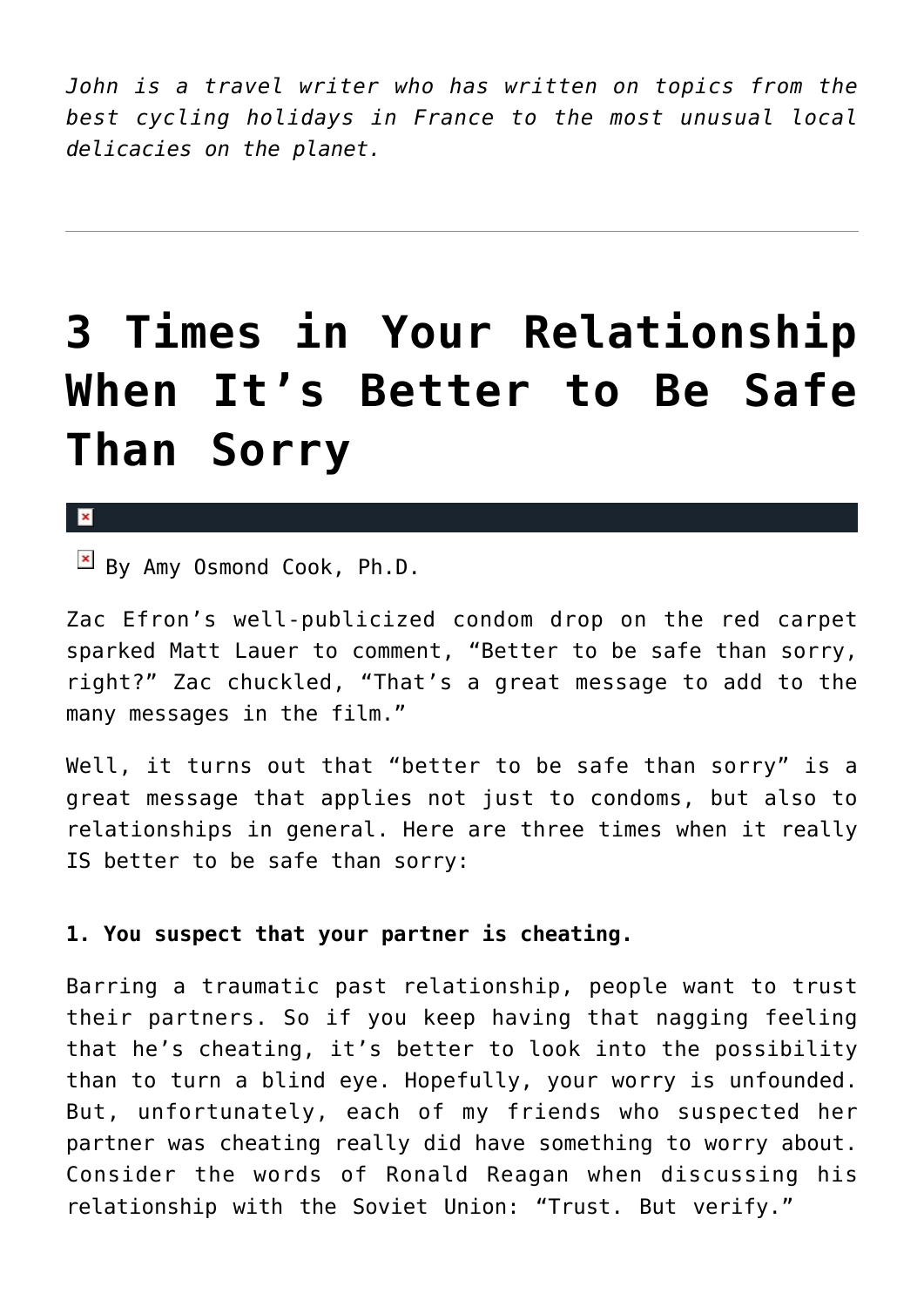*John is a travel writer who has written on topics from the best cycling holidays in France to the most unusual local delicacies on the planet.*

---

# 3 Times in Your Relationship When It's Better to Be Safe Than Sorry

By Amy Osmond Cook, Ph.D.

Zac Efron's well-publicized condom drop on the red carpet sparked Matt Lauer to comment, "Better to be safe than sorry, right?" Zac chuckled, "That's a great message to add to the many messages in the film."

Well, it turns out that "better to be safe than sorry" is a great message that applies not just to condoms, but also to relationships in general. Here are three times when it really IS better to be safe than sorry:

**1. You suspect that your partner is cheating.**

Barring a traumatic past relationship, people want to trust their partners. So if you keep having that nagging feeling that he's cheating, it's better to look into the possibility than to turn a blind eye. Hopefully, your worry is unfounded. But, unfortunately, each of my friends who suspected her partner was cheating really did have something to worry about. Consider the words of Ronald Reagan when discussing his relationship with the Soviet Union: "Trust. But verify."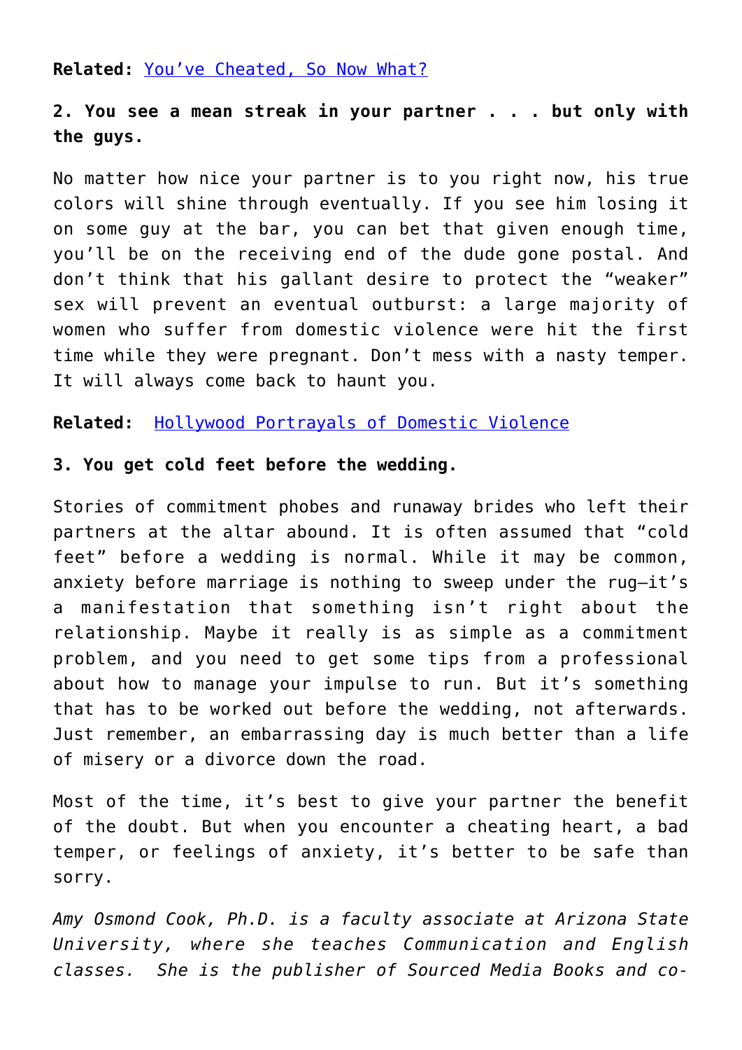**Related:** [You've Cheated, So Now What?]

**2. You see a mean streak in your partner . . . but only with the guys.**

No matter how nice your partner is to you right now, his true colors will shine through eventually. If you see him losing it on some guy at the bar, you can bet that given enough time, you'll be on the receiving end of the dude gone postal. And don't think that his gallant desire to protect the "weaker" sex will prevent an eventual outburst: a large majority of women who suffer from domestic violence were hit the first time while they were pregnant. Don't mess with a nasty temper. It will always come back to haunt you.

**Related:** [Hollywood Portrayals of Domestic Violence]

**3. You get cold feet before the wedding.**

Stories of commitment phobes and runaway brides who left their partners at the altar abound. It is often assumed that "cold feet" before a wedding is normal. While it may be common, anxiety before marriage is nothing to sweep under the rug—it's a manifestation that something isn't right about the relationship. Maybe it really is as simple as a commitment problem, and you need to get some tips from a professional about how to manage your impulse to run. But it's something that has to be worked out before the wedding, not afterwards. Just remember, an embarrassing day is much better than a life of misery or a divorce down the road.

Most of the time, it's best to give your partner the benefit of the doubt. But when you encounter a cheating heart, a bad temper, or feelings of anxiety, it's better to be safe than sorry.

*Amy Osmond Cook, Ph.D. is a faculty associate at Arizona State University, where she teaches Communication and English classes. She is the publisher of Sourced Media Books and co-*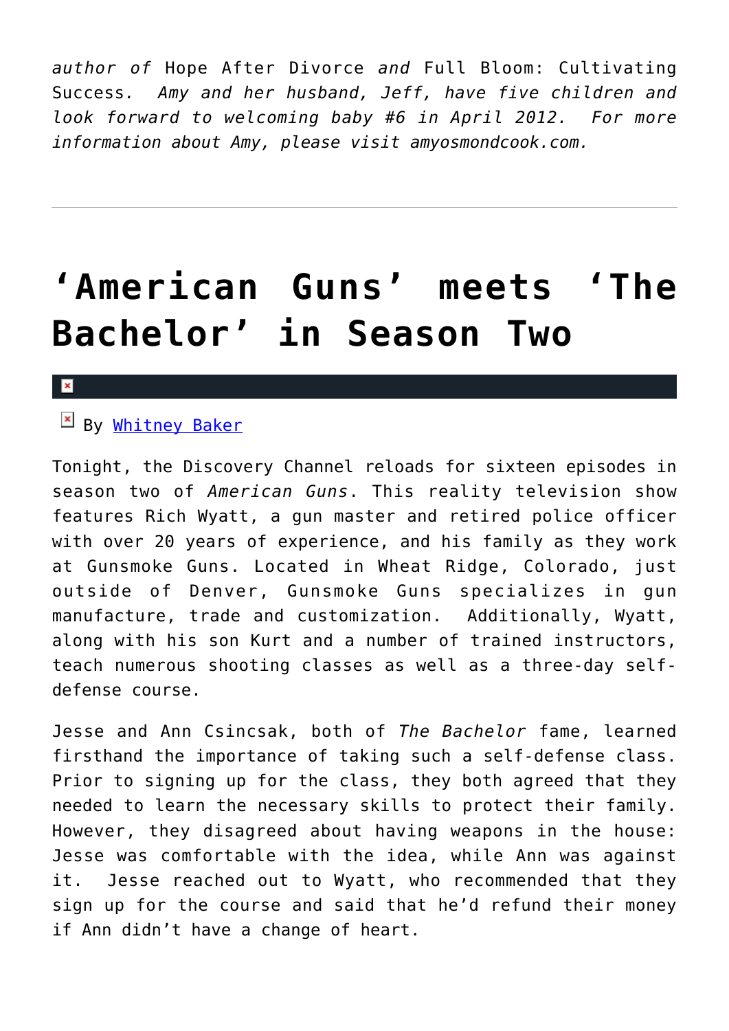*author of* Hope After Divorce *and* Full Bloom: Cultivating Success*. Amy and her husband, Jeff, have five children and look forward to welcoming baby #6 in April 2012. For more information about Amy, please visit amyosmondcook.com.*

---

# 'American Guns' meets 'The Bachelor' in Season Two

By Whitney Baker

Tonight, the Discovery Channel reloads for sixteen episodes in season two of *American Guns*. This reality television show features Rich Wyatt, a gun master and retired police officer with over 20 years of experience, and his family as they work at Gunsmoke Guns. Located in Wheat Ridge, Colorado, just outside of Denver, Gunsmoke Guns specializes in gun manufacture, trade and customization. Additionally, Wyatt, along with his son Kurt and a number of trained instructors, teach numerous shooting classes as well as a three-day self-defense course.

Jesse and Ann Csincsak, both of *The Bachelor* fame, learned firsthand the importance of taking such a self-defense class. Prior to signing up for the class, they both agreed that they needed to learn the necessary skills to protect their family. However, they disagreed about having weapons in the house: Jesse was comfortable with the idea, while Ann was against it. Jesse reached out to Wyatt, who recommended that they sign up for the course and said that he'd refund their money if Ann didn't have a change of heart.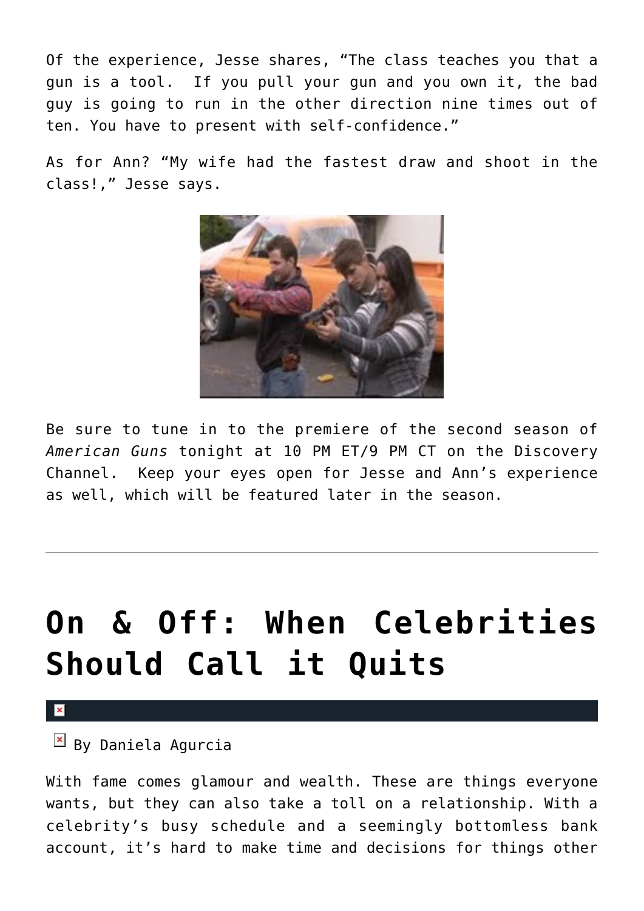Of the experience, Jesse shares, “The class teaches you that a gun is a tool.  If you pull your gun and you own it, the bad guy is going to run in the other direction nine times out of ten. You have to present with self-confidence.”

As for Ann? “My wife had the fastest draw and shoot in the class!,” Jesse says.

Be sure to tune in to the premiere of the second season of *American Guns* tonight at 10 PM ET/9 PM CT on the Discovery Channel.  Keep your eyes open for Jesse and Ann’s experience as well, which will be featured later in the season.

---

# On & Off: When Celebrities Should Call it Quits

By Daniela Agurcia

With fame comes glamour and wealth. These are things everyone wants, but they can also take a toll on a relationship. With a celebrity’s busy schedule and a seemingly bottomless bank account, it’s hard to make time and decisions for things other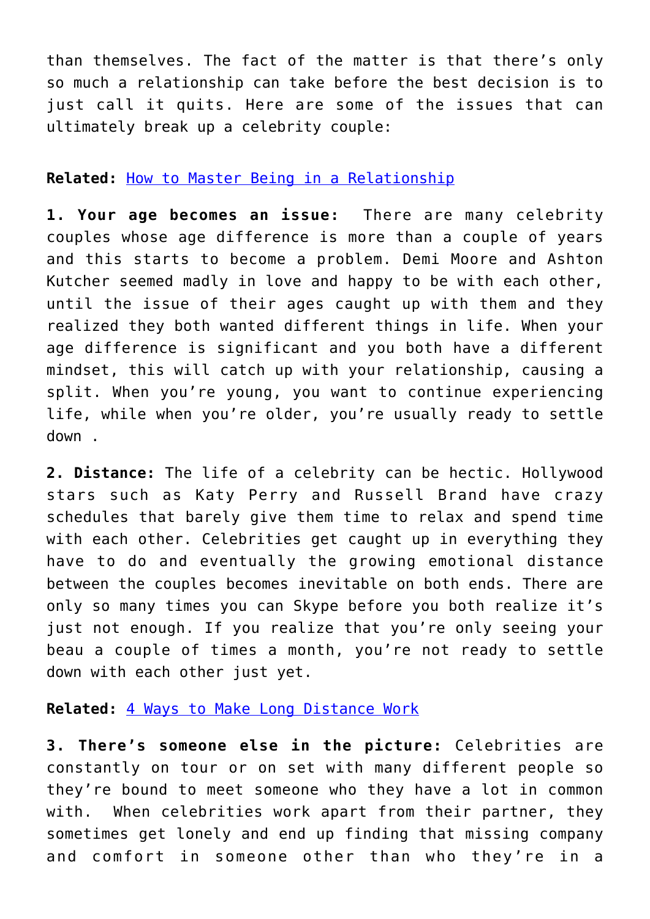than themselves. The fact of the matter is that there's only so much a relationship can take before the best decision is to just call it quits. Here are some of the issues that can ultimately break up a celebrity couple:

**Related:** [How to Master Being in a Relationship]()

**1. Your age becomes an issue:** There are many celebrity couples whose age difference is more than a couple of years and this starts to become a problem. Demi Moore and Ashton Kutcher seemed madly in love and happy to be with each other, until the issue of their ages caught up with them and they realized they both wanted different things in life. When your age difference is significant and you both have a different mindset, this will catch up with your relationship, causing a split. When you're young, you want to continue experiencing life, while when you're older, you're usually ready to settle down .

**2. Distance:** The life of a celebrity can be hectic. Hollywood stars such as Katy Perry and Russell Brand have crazy schedules that barely give them time to relax and spend time with each other. Celebrities get caught up in everything they have to do and eventually the growing emotional distance between the couples becomes inevitable on both ends. There are only so many times you can Skype before you both realize it's just not enough. If you realize that you're only seeing your beau a couple of times a month, you're not ready to settle down with each other just yet.

**Related:** [4 Ways to Make Long Distance Work]()

**3. There's someone else in the picture:** Celebrities are constantly on tour or on set with many different people so they're bound to meet someone who they have a lot in common with. When celebrities work apart from their partner, they sometimes get lonely and end up finding that missing company and comfort in someone other than who they're in a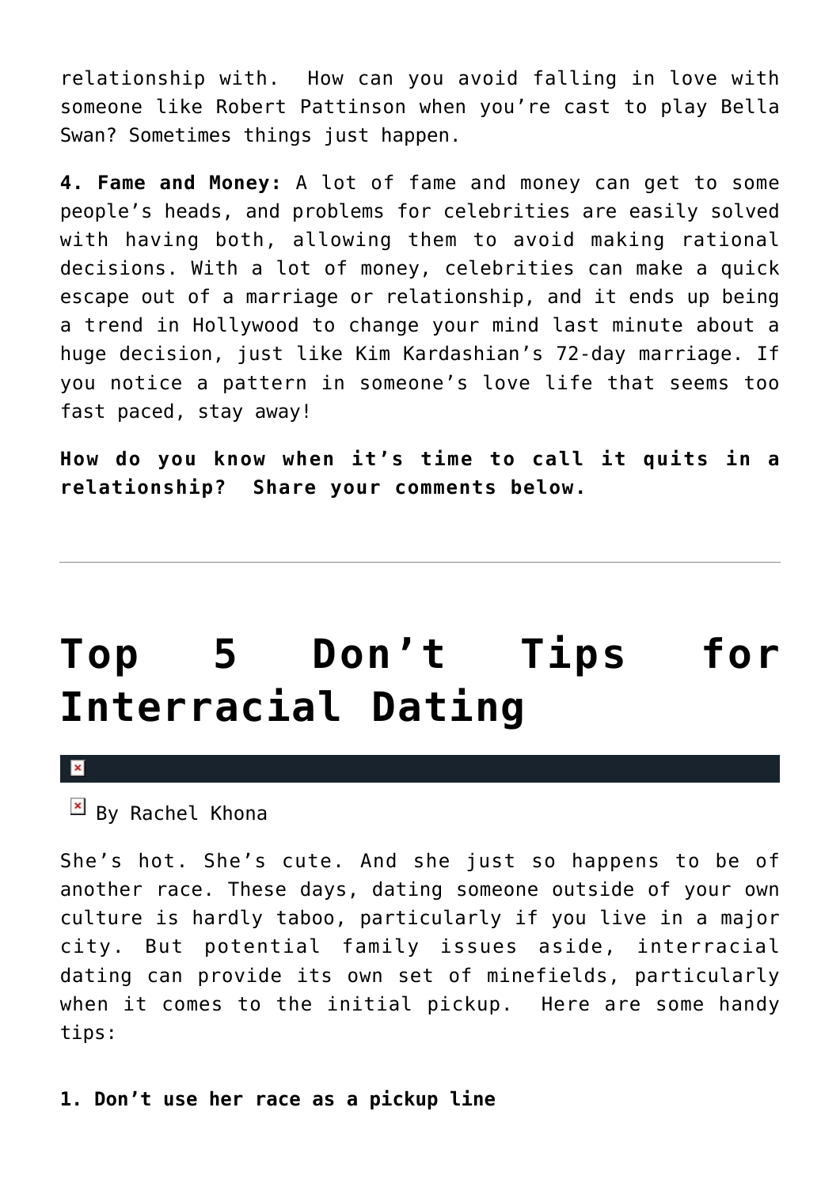relationship with. How can you avoid falling in love with someone like Robert Pattinson when you're cast to play Bella Swan? Sometimes things just happen.

**4. Fame and Money:** A lot of fame and money can get to some people's heads, and problems for celebrities are easily solved with having both, allowing them to avoid making rational decisions. With a lot of money, celebrities can make a quick escape out of a marriage or relationship, and it ends up being a trend in Hollywood to change your mind last minute about a huge decision, just like Kim Kardashian's 72-day marriage. If you notice a pattern in someone's love life that seems too fast paced, stay away!

**How do you know when it's time to call it quits in a relationship? Share your comments below.**

---

# Top 5 Don't Tips for Interracial Dating

By Rachel Khona

She's hot. She's cute. And she just so happens to be of another race. These days, dating someone outside of your own culture is hardly taboo, particularly if you live in a major city. But potential family issues aside, interracial dating can provide its own set of minefields, particularly when it comes to the initial pickup. Here are some handy tips:

**1. Don't use her race as a pickup line**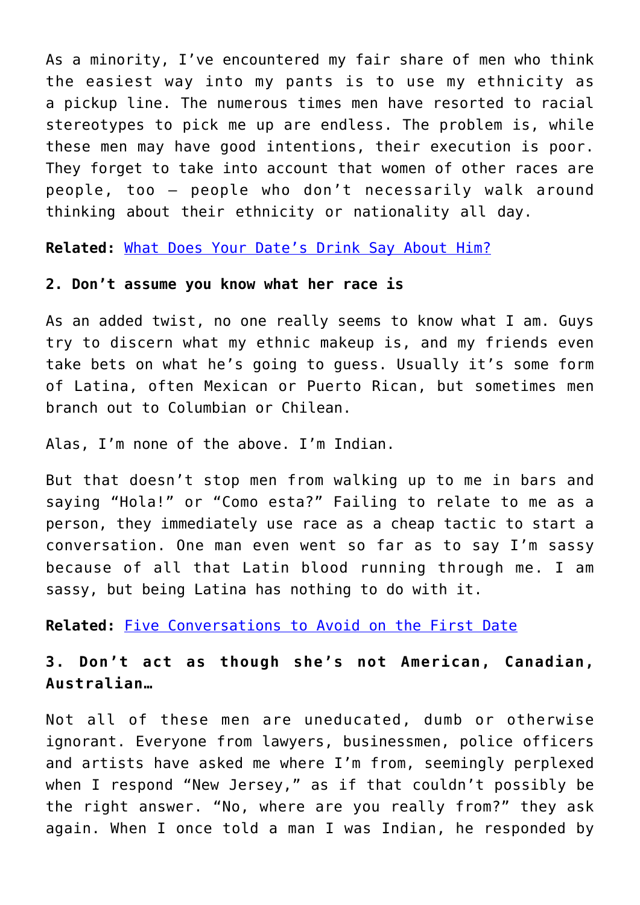As a minority, I've encountered my fair share of men who think the easiest way into my pants is to use my ethnicity as a pickup line. The numerous times men have resorted to racial stereotypes to pick me up are endless. The problem is, while these men may have good intentions, their execution is poor. They forget to take into account that women of other races are people, too – people who don't necessarily walk around thinking about their ethnicity or nationality all day.

**Related:** [What Does Your Date's Drink Say About Him?]()

**2. Don't assume you know what her race is**

As an added twist, no one really seems to know what I am. Guys try to discern what my ethnic makeup is, and my friends even take bets on what he's going to guess. Usually it's some form of Latina, often Mexican or Puerto Rican, but sometimes men branch out to Columbian or Chilean.

Alas, I'm none of the above. I'm Indian.

But that doesn't stop men from walking up to me in bars and saying "Hola!" or "Como esta?" Failing to relate to me as a person, they immediately use race as a cheap tactic to start a conversation. One man even went so far as to say I'm sassy because of all that Latin blood running through me. I am sassy, but being Latina has nothing to do with it.

**Related:** [Five Conversations to Avoid on the First Date]()

**3. Don't act as though she's not American, Canadian, Australian…**

Not all of these men are uneducated, dumb or otherwise ignorant. Everyone from lawyers, businessmen, police officers and artists have asked me where I'm from, seemingly perplexed when I respond "New Jersey," as if that couldn't possibly be the right answer. "No, where are you really from?" they ask again. When I once told a man I was Indian, he responded by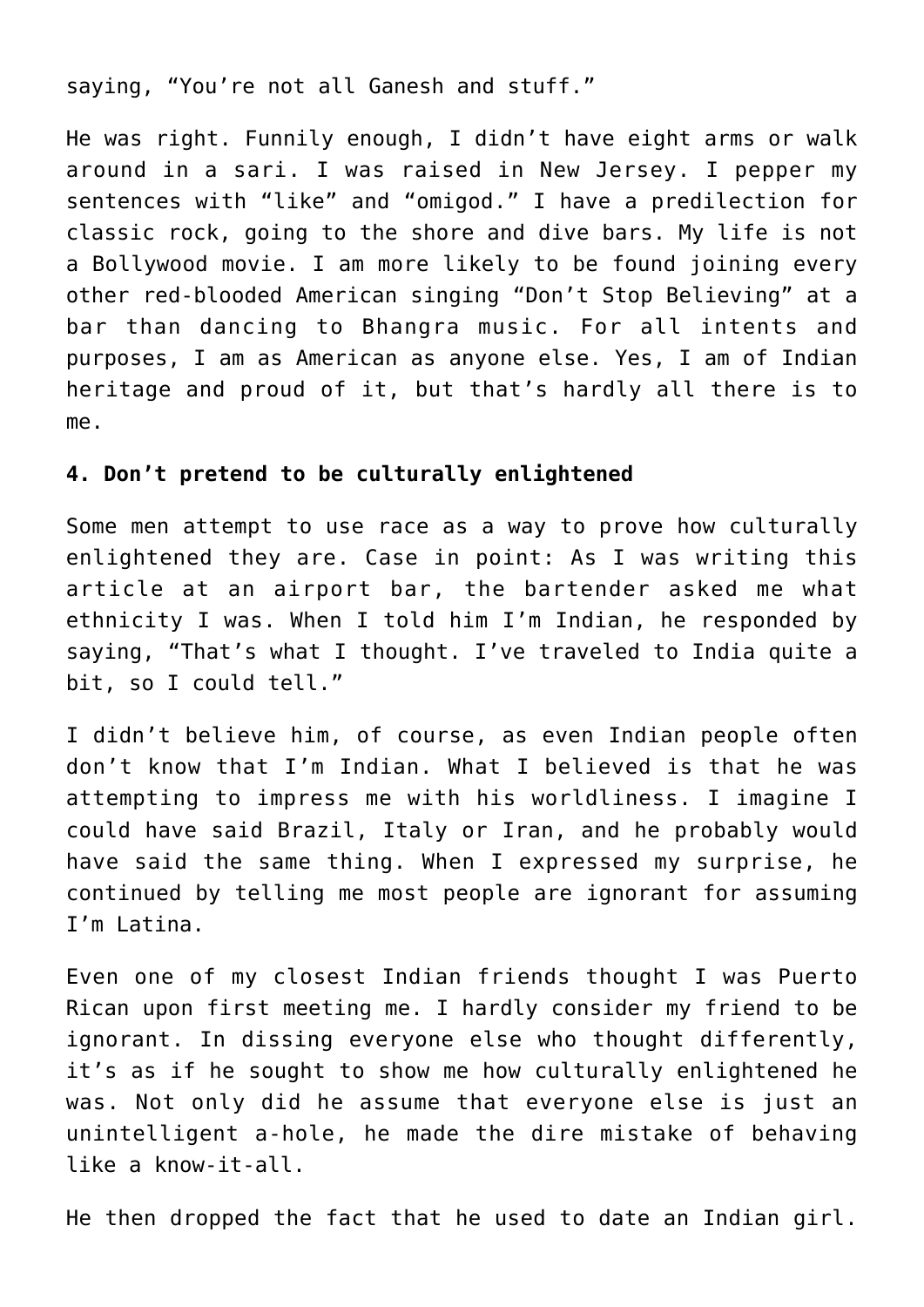saying, “You’re not all Ganesh and stuff.”

He was right. Funnily enough, I didn’t have eight arms or walk around in a sari. I was raised in New Jersey. I pepper my sentences with “like” and “omigod.” I have a predilection for classic rock, going to the shore and dive bars. My life is not a Bollywood movie. I am more likely to be found joining every other red-blooded American singing “Don’t Stop Believing” at a bar than dancing to Bhangra music. For all intents and purposes, I am as American as anyone else. Yes, I am of Indian heritage and proud of it, but that’s hardly all there is to me.

**4. Don’t pretend to be culturally enlightened**

Some men attempt to use race as a way to prove how culturally enlightened they are. Case in point: As I was writing this article at an airport bar, the bartender asked me what ethnicity I was. When I told him I’m Indian, he responded by saying, “That’s what I thought. I’ve traveled to India quite a bit, so I could tell.”

I didn’t believe him, of course, as even Indian people often don’t know that I’m Indian. What I believed is that he was attempting to impress me with his worldliness. I imagine I could have said Brazil, Italy or Iran, and he probably would have said the same thing. When I expressed my surprise, he continued by telling me most people are ignorant for assuming I’m Latina.

Even one of my closest Indian friends thought I was Puerto Rican upon first meeting me. I hardly consider my friend to be ignorant. In dissing everyone else who thought differently, it’s as if he sought to show me how culturally enlightened he was. Not only did he assume that everyone else is just an unintelligent a-hole, he made the dire mistake of behaving like a know-it-all.

He then dropped the fact that he used to date an Indian girl.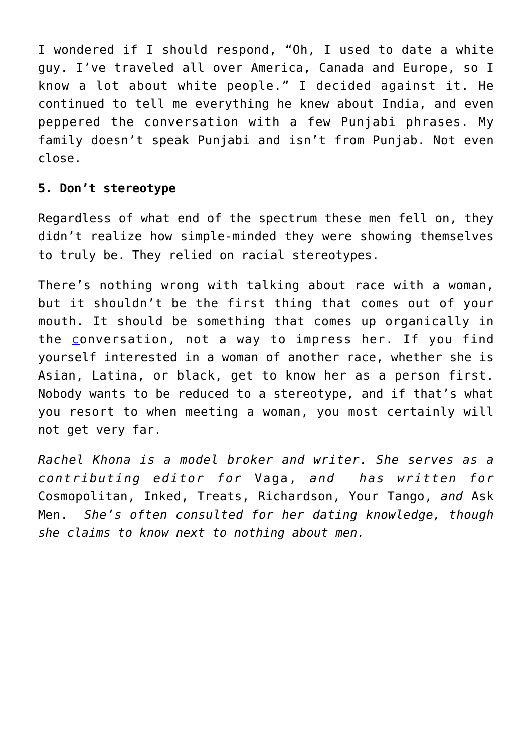I wondered if I should respond, “Oh, I used to date a white guy. I’ve traveled all over America, Canada and Europe, so I know a lot about white people.” I decided against it. He continued to tell me everything he knew about India, and even peppered the conversation with a few Punjabi phrases. My family doesn’t speak Punjabi and isn’t from Punjab. Not even close.

**5. Don’t stereotype**

Regardless of what end of the spectrum these men fell on, they didn’t realize how simple-minded they were showing themselves to truly be. They relied on racial stereotypes.

There’s nothing wrong with talking about race with a woman, but it shouldn’t be the first thing that comes out of your mouth. It should be something that comes up organically in the conversation, not a way to impress her. If you find yourself interested in a woman of another race, whether she is Asian, Latina, or black, get to know her as a person first. Nobody wants to be reduced to a stereotype, and if that’s what you resort to when meeting a woman, you most certainly will not get very far.

*Rachel Khona is a model broker and writer. She serves as a contributing editor for* Vaga, *and has written for* Cosmopolitan, Inked, Treats, Richardson, Your Tango, *and* Ask Men. *She’s often consulted for her dating knowledge, though she claims to know next to nothing about men.*